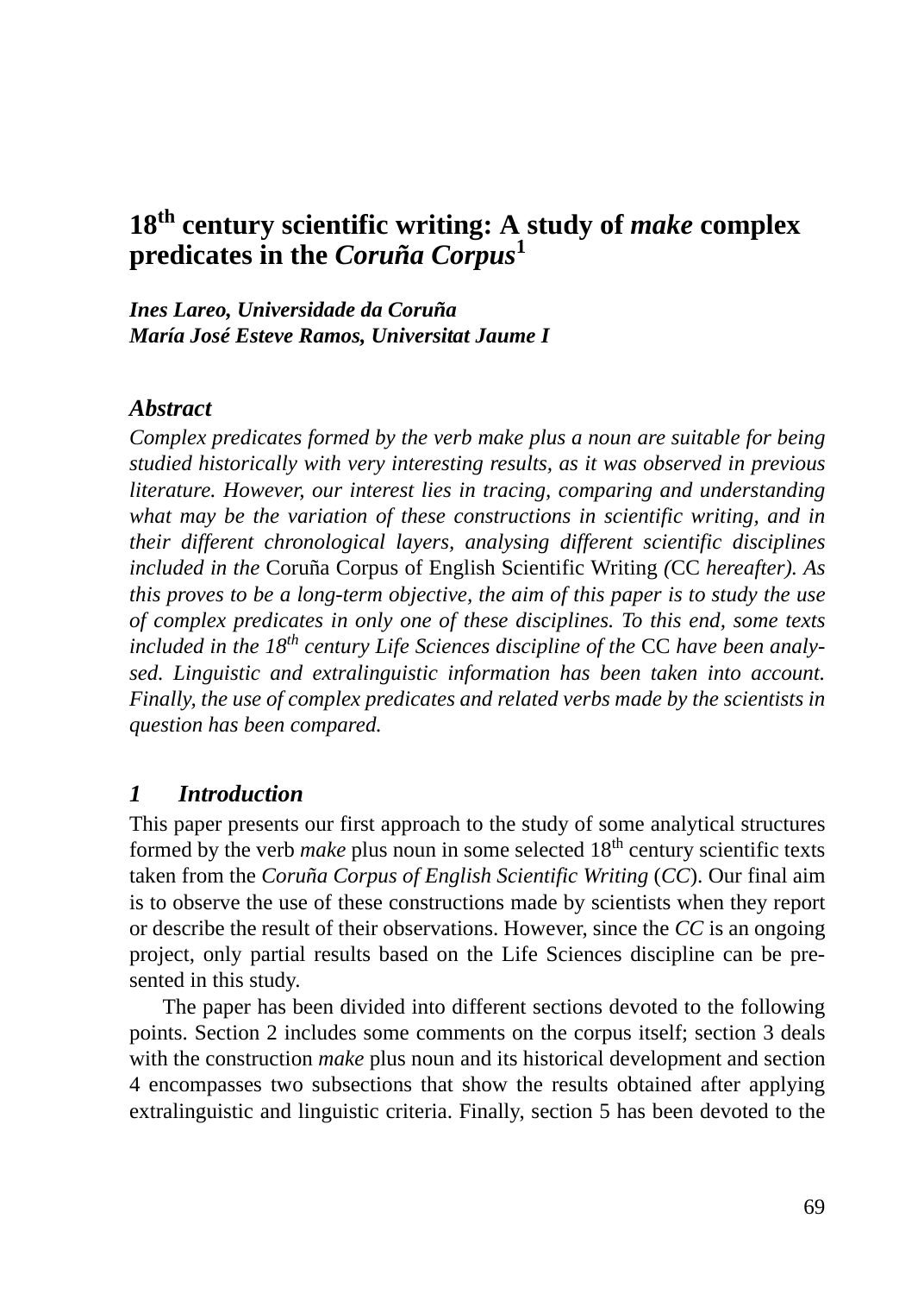# 18th century scientific writing: A study of *make* complex predicates in the *Coruña Corpus*[1]

***Ines Lareo, Universidade da Coruña***
***María José Esteve Ramos, Universitat Jaume I***

### *Abstract*

*Complex predicates formed by the verb make plus a noun are suitable for being studied historically with very interesting results, as it was observed in previous literature. However, our interest lies in tracing, comparing and understanding what may be the variation of these constructions in scientific writing, and in their different chronological layers, analysing different scientific disciplines included in the* Coruña Corpus of English Scientific Writing *(*CC *hereafter). As this proves to be a long-term objective, the aim of this paper is to study the use of complex predicates in only one of these disciplines. To this end, some texts included in the 18th century Life Sciences discipline of the* CC *have been analysed. Linguistic and extralinguistic information has been taken into account. Finally, the use of complex predicates and related verbs made by the scientists in question has been compared.*

## *1 Introduction*

This paper presents our first approach to the study of some analytical structures formed by the verb *make* plus noun in some selected 18th century scientific texts taken from the *Coruña Corpus of English Scientific Writing* (*CC*). Our final aim is to observe the use of these constructions made by scientists when they report or describe the result of their observations. However, since the *CC* is an ongoing project, only partial results based on the Life Sciences discipline can be presented in this study.

The paper has been divided into different sections devoted to the following points. Section 2 includes some comments on the corpus itself; section 3 deals with the construction *make* plus noun and its historical development and section 4 encompasses two subsections that show the results obtained after applying extralinguistic and linguistic criteria. Finally, section 5 has been devoted to the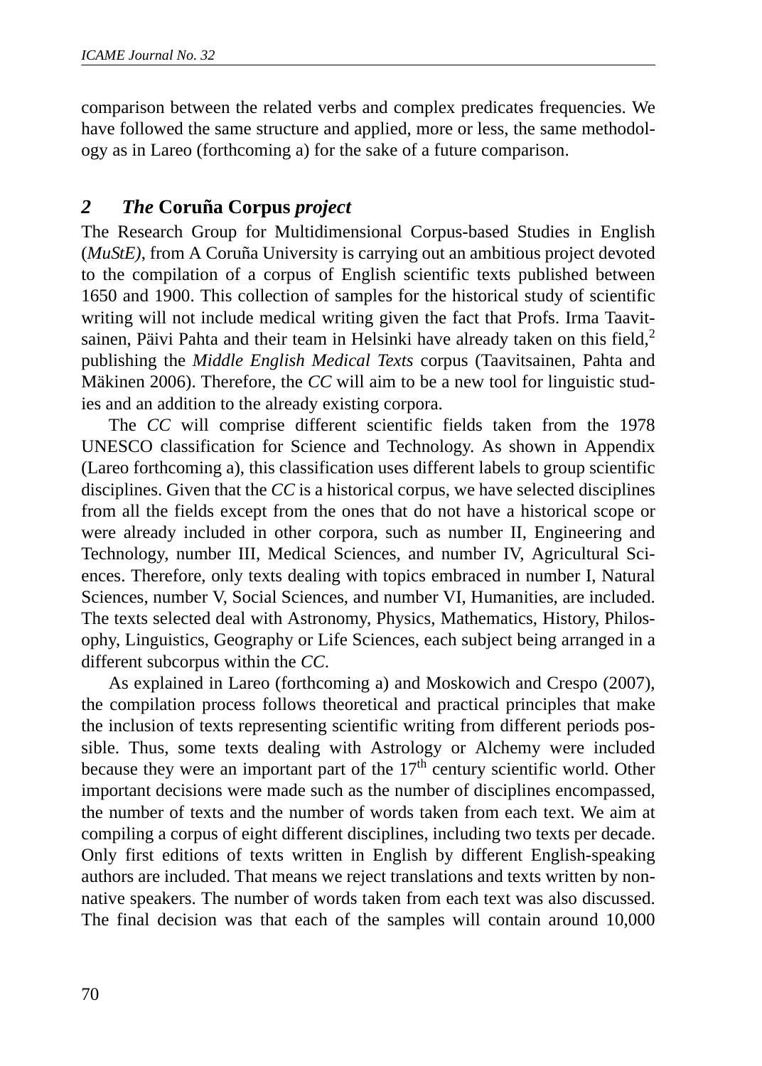comparison between the related verbs and complex predicates frequencies. We have followed the same structure and applied, more or less, the same methodology as in Lareo (forthcoming a) for the sake of a future comparison.

## 2 *The* **Coruña Corpus** *project*

The Research Group for Multidimensional Corpus-based Studies in English (*MuStE)*, from A Coruña University is carrying out an ambitious project devoted to the compilation of a corpus of English scientific texts published between 1650 and 1900. This collection of samples for the historical study of scientific writing will not include medical writing given the fact that Profs. Irma Taavitsainen, Päivi Pahta and their team in Helsinki have already taken on this field,[2] publishing the *Middle English Medical Texts* corpus (Taavitsainen, Pahta and Mäkinen 2006). Therefore, the *CC* will aim to be a new tool for linguistic studies and an addition to the already existing corpora.

The *CC* will comprise different scientific fields taken from the 1978 UNESCO classification for Science and Technology. As shown in Appendix (Lareo forthcoming a), this classification uses different labels to group scientific disciplines. Given that the *CC* is a historical corpus, we have selected disciplines from all the fields except from the ones that do not have a historical scope or were already included in other corpora, such as number II, Engineering and Technology, number III, Medical Sciences, and number IV, Agricultural Sciences. Therefore, only texts dealing with topics embraced in number I, Natural Sciences, number V, Social Sciences, and number VI, Humanities, are included. The texts selected deal with Astronomy, Physics, Mathematics, History, Philosophy, Linguistics, Geography or Life Sciences, each subject being arranged in a different subcorpus within the *CC*.

As explained in Lareo (forthcoming a) and Moskowich and Crespo (2007), the compilation process follows theoretical and practical principles that make the inclusion of texts representing scientific writing from different periods possible. Thus, some texts dealing with Astrology or Alchemy were included because they were an important part of the 17th century scientific world. Other important decisions were made such as the number of disciplines encompassed, the number of texts and the number of words taken from each text. We aim at compiling a corpus of eight different disciplines, including two texts per decade. Only first editions of texts written in English by different English-speaking authors are included. That means we reject translations and texts written by non-native speakers. The number of words taken from each text was also discussed. The final decision was that each of the samples will contain around 10,000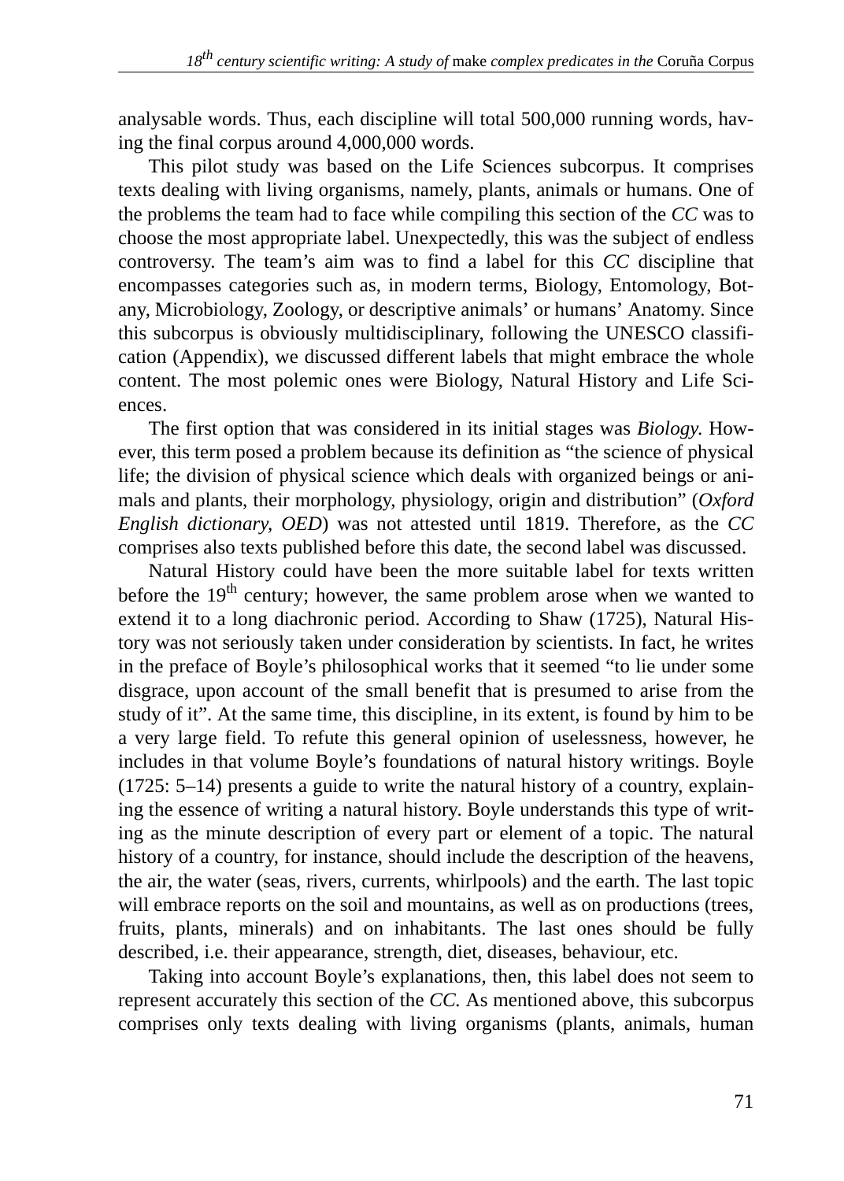analysable words. Thus, each discipline will total 500,000 running words, having the final corpus around 4,000,000 words.

This pilot study was based on the Life Sciences subcorpus. It comprises texts dealing with living organisms, namely, plants, animals or humans. One of the problems the team had to face while compiling this section of the *CC* was to choose the most appropriate label. Unexpectedly, this was the subject of endless controversy. The team's aim was to find a label for this *CC* discipline that encompasses categories such as, in modern terms, Biology, Entomology, Botany, Microbiology, Zoology, or descriptive animals' or humans' Anatomy. Since this subcorpus is obviously multidisciplinary, following the UNESCO classification (Appendix), we discussed different labels that might embrace the whole content. The most polemic ones were Biology, Natural History and Life Sciences.

The first option that was considered in its initial stages was *Biology.* However, this term posed a problem because its definition as "the science of physical life; the division of physical science which deals with organized beings or animals and plants, their morphology, physiology, origin and distribution" (*Oxford English dictionary, OED*) was not attested until 1819. Therefore, as the *CC* comprises also texts published before this date, the second label was discussed.

Natural History could have been the more suitable label for texts written before the 19th century; however, the same problem arose when we wanted to extend it to a long diachronic period. According to Shaw (1725), Natural History was not seriously taken under consideration by scientists. In fact, he writes in the preface of Boyle's philosophical works that it seemed "to lie under some disgrace, upon account of the small benefit that is presumed to arise from the study of it". At the same time, this discipline, in its extent, is found by him to be a very large field. To refute this general opinion of uselessness, however, he includes in that volume Boyle's foundations of natural history writings. Boyle (1725: 5–14) presents a guide to write the natural history of a country, explaining the essence of writing a natural history. Boyle understands this type of writing as the minute description of every part or element of a topic. The natural history of a country, for instance, should include the description of the heavens, the air, the water (seas, rivers, currents, whirlpools) and the earth. The last topic will embrace reports on the soil and mountains, as well as on productions (trees, fruits, plants, minerals) and on inhabitants. The last ones should be fully described, i.e. their appearance, strength, diet, diseases, behaviour, etc.

Taking into account Boyle's explanations, then, this label does not seem to represent accurately this section of the *CC.* As mentioned above, this subcorpus comprises only texts dealing with living organisms (plants, animals, human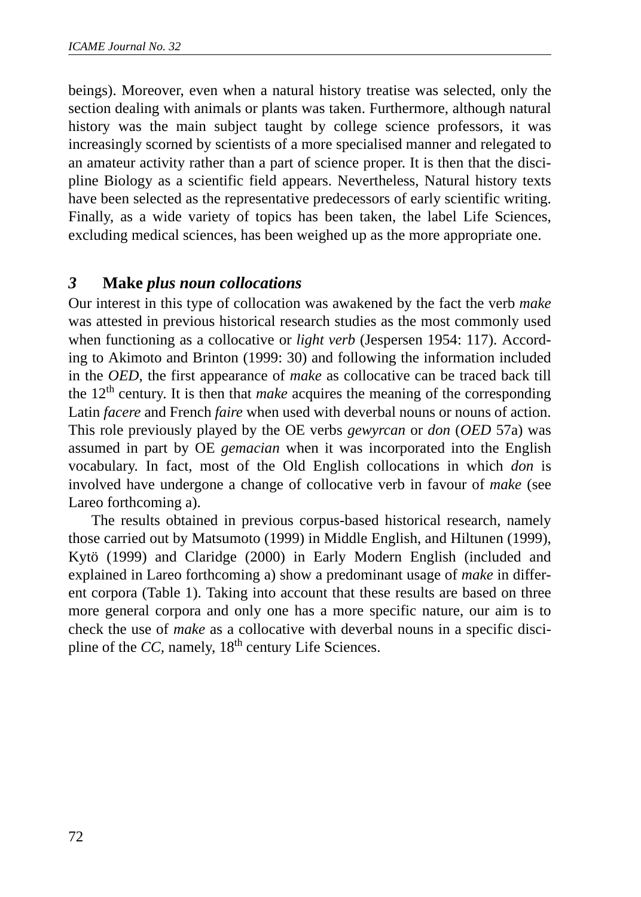beings). Moreover, even when a natural history treatise was selected, only the section dealing with animals or plants was taken. Furthermore, although natural history was the main subject taught by college science professors, it was increasingly scorned by scientists of a more specialised manner and relegated to an amateur activity rather than a part of science proper. It is then that the discipline Biology as a scientific field appears. Nevertheless, Natural history texts have been selected as the representative predecessors of early scientific writing. Finally, as a wide variety of topics has been taken, the label Life Sciences, excluding medical sciences, has been weighed up as the more appropriate one.

## *3* **Make** *plus noun collocations*

Our interest in this type of collocation was awakened by the fact the verb *make* was attested in previous historical research studies as the most commonly used when functioning as a collocative or *light verb* (Jespersen 1954: 117). According to Akimoto and Brinton (1999: 30) and following the information included in the *OED*, the first appearance of *make* as collocative can be traced back till the 12th century. It is then that *make* acquires the meaning of the corresponding Latin *facere* and French *faire* when used with deverbal nouns or nouns of action. This role previously played by the OE verbs *gewyrcan* or *don* (*OED* 57a) was assumed in part by OE *gemacian* when it was incorporated into the English vocabulary. In fact, most of the Old English collocations in which *don* is involved have undergone a change of collocative verb in favour of *make* (see Lareo forthcoming a).

The results obtained in previous corpus-based historical research, namely those carried out by Matsumoto (1999) in Middle English, and Hiltunen (1999), Kytö (1999) and Claridge (2000) in Early Modern English (included and explained in Lareo forthcoming a) show a predominant usage of *make* in different corpora (Table 1). Taking into account that these results are based on three more general corpora and only one has a more specific nature, our aim is to check the use of *make* as a collocative with deverbal nouns in a specific discipline of the *CC*, namely, 18th century Life Sciences.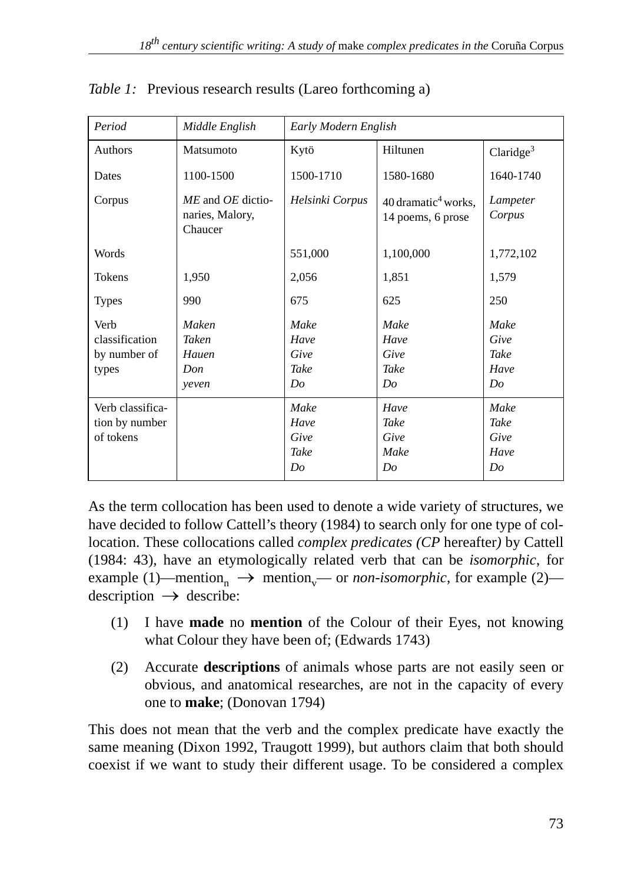*Table 1:* Previous research results (Lareo forthcoming a)

| *Period* | *Middle English* | *Early Modern English* | | |
|---|---|---|---|---|
| Authors | Matsumoto | Kytö | Hiltunen | Claridge[3] |
| Dates | 1100-1500 | 1500-1710 | 1580-1680 | 1640-1740 |
| Corpus | *ME* and *OE* dictionaries, Malory, Chaucer | *Helsinki Corpus* | 40 dramatic[4] works, 14 poems, 6 prose | *Lampeter Corpus* |
| Words | | 551,000 | 1,100,000 | 1,772,102 |
| Tokens | 1,950 | 2,056 | 1,851 | 1,579 |
| Types | 990 | 675 | 625 | 250 |
| Verb classification by number of types | *Maken Taken Hauen Don yeven* | *Make Have Give Take Do* | *Make Have Give Take Do* | *Make Give Take Have Do* |
| Verb classification by number of tokens | | *Make Have Give Take Do* | *Have Take Give Make Do* | *Make Take Give Have Do* |

As the term collocation has been used to denote a wide variety of structures, we have decided to follow Cattell's theory (1984) to search only for one type of collocation. These collocations called *complex predicates (CP* hereafter*)* by Cattell (1984: 43), have an etymologically related verb that can be *isomorphic*, for example (1)—mention$_n$ $\rightarrow$ mention$_v$— or *non-isomorphic*, for example (2)—description $\rightarrow$ describe:

(1) I have **made** no **mention** of the Colour of their Eyes, not knowing what Colour they have been of; (Edwards 1743)

(2) Accurate **descriptions** of animals whose parts are not easily seen or obvious, and anatomical researches, are not in the capacity of every one to **make**; (Donovan 1794)

This does not mean that the verb and the complex predicate have exactly the same meaning (Dixon 1992, Traugott 1999), but authors claim that both should coexist if we want to study their different usage. To be considered a complex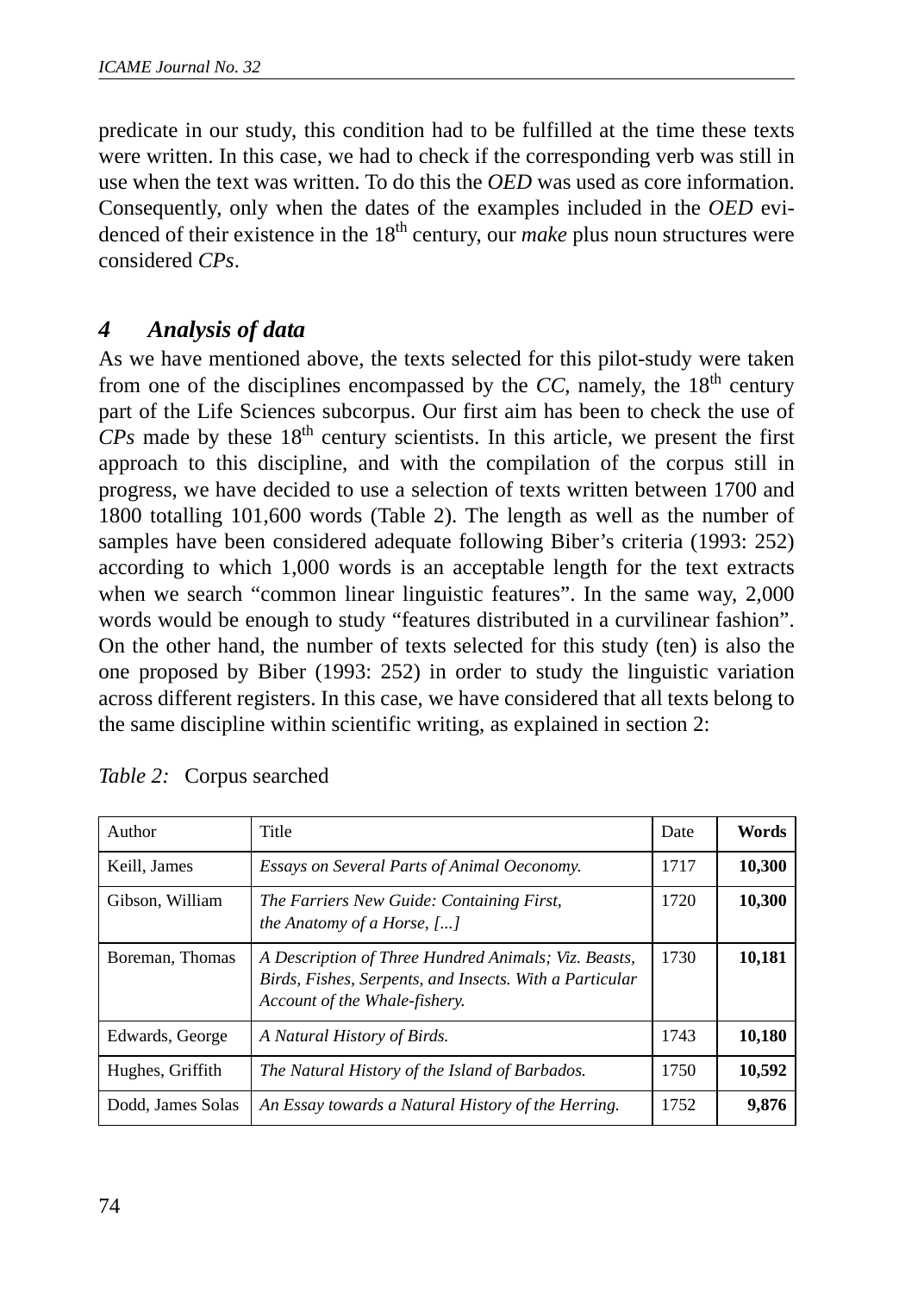predicate in our study, this condition had to be fulfilled at the time these texts were written. In this case, we had to check if the corresponding verb was still in use when the text was written. To do this the *OED* was used as core information. Consequently, only when the dates of the examples included in the *OED* evidenced of their existence in the 18th century, our *make* plus noun structures were considered *CPs*.

## 4 Analysis of data

As we have mentioned above, the texts selected for this pilot-study were taken from one of the disciplines encompassed by the *CC*, namely, the 18th century part of the Life Sciences subcorpus. Our first aim has been to check the use of *CPs* made by these 18th century scientists. In this article, we present the first approach to this discipline, and with the compilation of the corpus still in progress, we have decided to use a selection of texts written between 1700 and 1800 totalling 101,600 words (Table 2). The length as well as the number of samples have been considered adequate following Biber's criteria (1993: 252) according to which 1,000 words is an acceptable length for the text extracts when we search "common linear linguistic features". In the same way, 2,000 words would be enough to study "features distributed in a curvilinear fashion". On the other hand, the number of texts selected for this study (ten) is also the one proposed by Biber (1993: 252) in order to study the linguistic variation across different registers. In this case, we have considered that all texts belong to the same discipline within scientific writing, as explained in section 2:

*Table 2:* Corpus searched

| Author | Title | Date | **Words** |
|---|---|---|---|
| Keill, James | *Essays on Several Parts of Animal Oeconomy.* | 1717 | **10,300** |
| Gibson, William | *The Farriers New Guide: Containing First, the Anatomy of a Horse, [...]* | 1720 | **10,300** |
| Boreman, Thomas | *A Description of Three Hundred Animals; Viz. Beasts, Birds, Fishes, Serpents, and Insects. With a Particular Account of the Whale-fishery.* | 1730 | **10,181** |
| Edwards, George | *A Natural History of Birds.* | 1743 | **10,180** |
| Hughes, Griffith | *The Natural History of the Island of Barbados.* | 1750 | **10,592** |
| Dodd, James Solas | *An Essay towards a Natural History of the Herring.* | 1752 | **9,876** |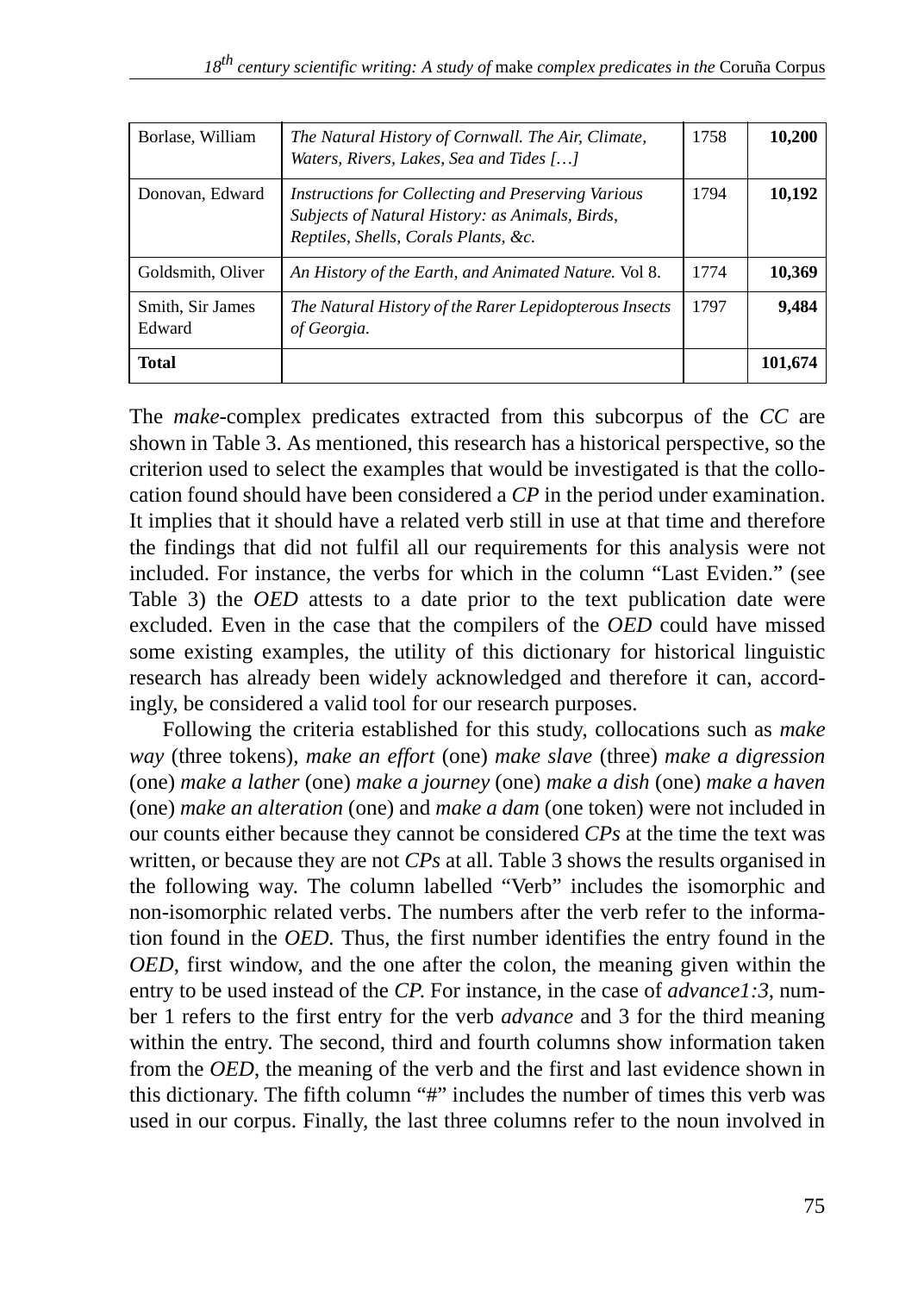| Borlase, William | *The Natural History of Cornwall. The Air, Climate, Waters, Rivers, Lakes, Sea and Tides […]* | 1758 | **10,200** |
|---|---|---|---|
| Donovan, Edward | *Instructions for Collecting and Preserving Various Subjects of Natural History: as Animals, Birds, Reptiles, Shells, Corals Plants, &c.* | 1794 | **10,192** |
| Goldsmith, Oliver | *An History of the Earth, and Animated Nature.* Vol 8. | 1774 | **10,369** |
| Smith, Sir James Edward | *The Natural History of the Rarer Lepidopterous Insects of Georgia.* | 1797 | **9,484** |
| **Total** | | | **101,674** |

The *make*-complex predicates extracted from this subcorpus of the *CC* are shown in Table 3. As mentioned, this research has a historical perspective, so the criterion used to select the examples that would be investigated is that the collocation found should have been considered a *CP* in the period under examination. It implies that it should have a related verb still in use at that time and therefore the findings that did not fulfil all our requirements for this analysis were not included. For instance, the verbs for which in the column "Last Eviden." (see Table 3) the *OED* attests to a date prior to the text publication date were excluded. Even in the case that the compilers of the *OED* could have missed some existing examples, the utility of this dictionary for historical linguistic research has already been widely acknowledged and therefore it can, accordingly, be considered a valid tool for our research purposes.

Following the criteria established for this study, collocations such as *make way* (three tokens), *make an effort* (one) *make slave* (three) *make a digression* (one) *make a lather* (one) *make a journey* (one) *make a dish* (one) *make a haven* (one) *make an alteration* (one) and *make a dam* (one token) were not included in our counts either because they cannot be considered *CPs* at the time the text was written, or because they are not *CPs* at all. Table 3 shows the results organised in the following way. The column labelled "Verb" includes the isomorphic and non-isomorphic related verbs. The numbers after the verb refer to the information found in the *OED.* Thus, the first number identifies the entry found in the *OED*, first window, and the one after the colon, the meaning given within the entry to be used instead of the *CP.* For instance, in the case of *advance1:3*, number 1 refers to the first entry for the verb *advance* and 3 for the third meaning within the entry. The second, third and fourth columns show information taken from the *OED*, the meaning of the verb and the first and last evidence shown in this dictionary. The fifth column "#" includes the number of times this verb was used in our corpus. Finally, the last three columns refer to the noun involved in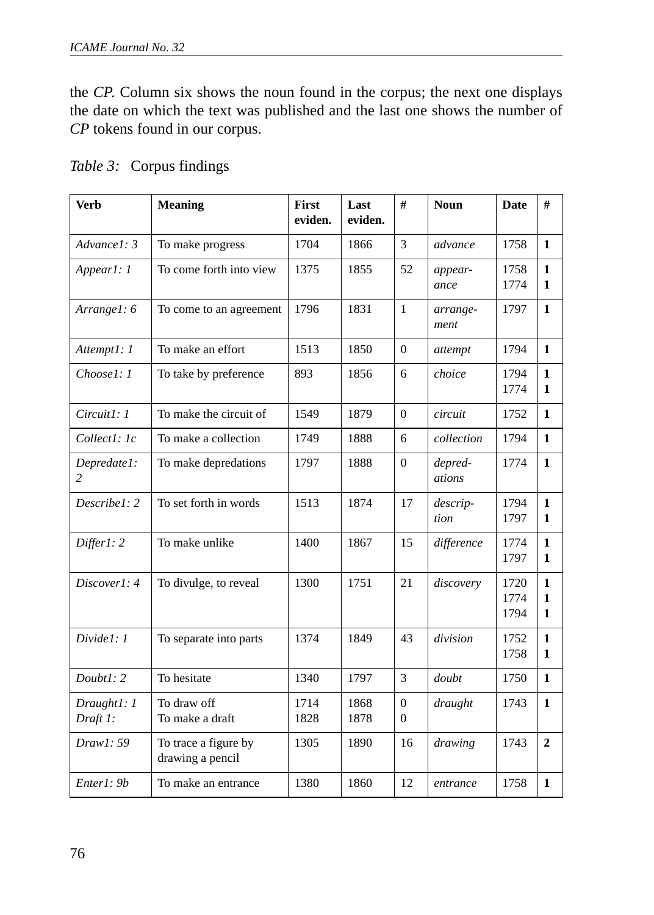the *CP*. Column six shows the noun found in the corpus; the next one displays the date on which the text was published and the last one shows the number of *CP* tokens found in our corpus.

*Table 3:* Corpus findings

| Verb | Meaning | First eviden. | Last eviden. | # | Noun | Date | # |
|---|---|---|---|---|---|---|---|
| *Advance1: 3* | To make progress | 1704 | 1866 | 3 | *advance* | 1758 | **1** |
| *Appear1: 1* | To come forth into view | 1375 | 1855 | 52 | *appear-ance* | 1758<br>1774 | **1**<br>**1** |
| *Arrange1: 6* | To come to an agreement | 1796 | 1831 | 1 | *arrange-ment* | 1797 | **1** |
| *Attempt1: 1* | To make an effort | 1513 | 1850 | 0 | *attempt* | 1794 | **1** |
| *Choose1: 1* | To take by preference | 893 | 1856 | 6 | *choice* | 1794<br>1774 | **1**<br>**1** |
| *Circuit1: 1* | To make the circuit of | 1549 | 1879 | 0 | *circuit* | 1752 | **1** |
| *Collect1: 1c* | To make a collection | 1749 | 1888 | 6 | *collection* | 1794 | **1** |
| *Depredate1: 2* | To make depredations | 1797 | 1888 | 0 | *depred-ations* | 1774 | **1** |
| *Describe1: 2* | To set forth in words | 1513 | 1874 | 17 | *descrip-tion* | 1794<br>1797 | **1**<br>**1** |
| *Differ1: 2* | To make unlike | 1400 | 1867 | 15 | *difference* | 1774<br>1797 | **1**<br>**1** |
| *Discover1: 4* | To divulge, to reveal | 1300 | 1751 | 21 | *discovery* | 1720<br>1774<br>1794 | **1**<br>**1**<br>**1** |
| *Divide1: 1* | To separate into parts | 1374 | 1849 | 43 | *division* | 1752<br>1758 | **1**<br>**1** |
| *Doubt1: 2* | To hesitate | 1340 | 1797 | 3 | *doubt* | 1750 | **1** |
| *Draught1: 1*<br>*Draft 1:* | To draw off<br>To make a draft | 1714<br>1828 | 1868<br>1878 | 0<br>0 | *draught* | 1743 | **1** |
| *Draw1: 59* | To trace a figure by drawing a pencil | 1305 | 1890 | 16 | *drawing* | 1743 | **2** |
| *Enter1: 9b* | To make an entrance | 1380 | 1860 | 12 | *entrance* | 1758 | **1** |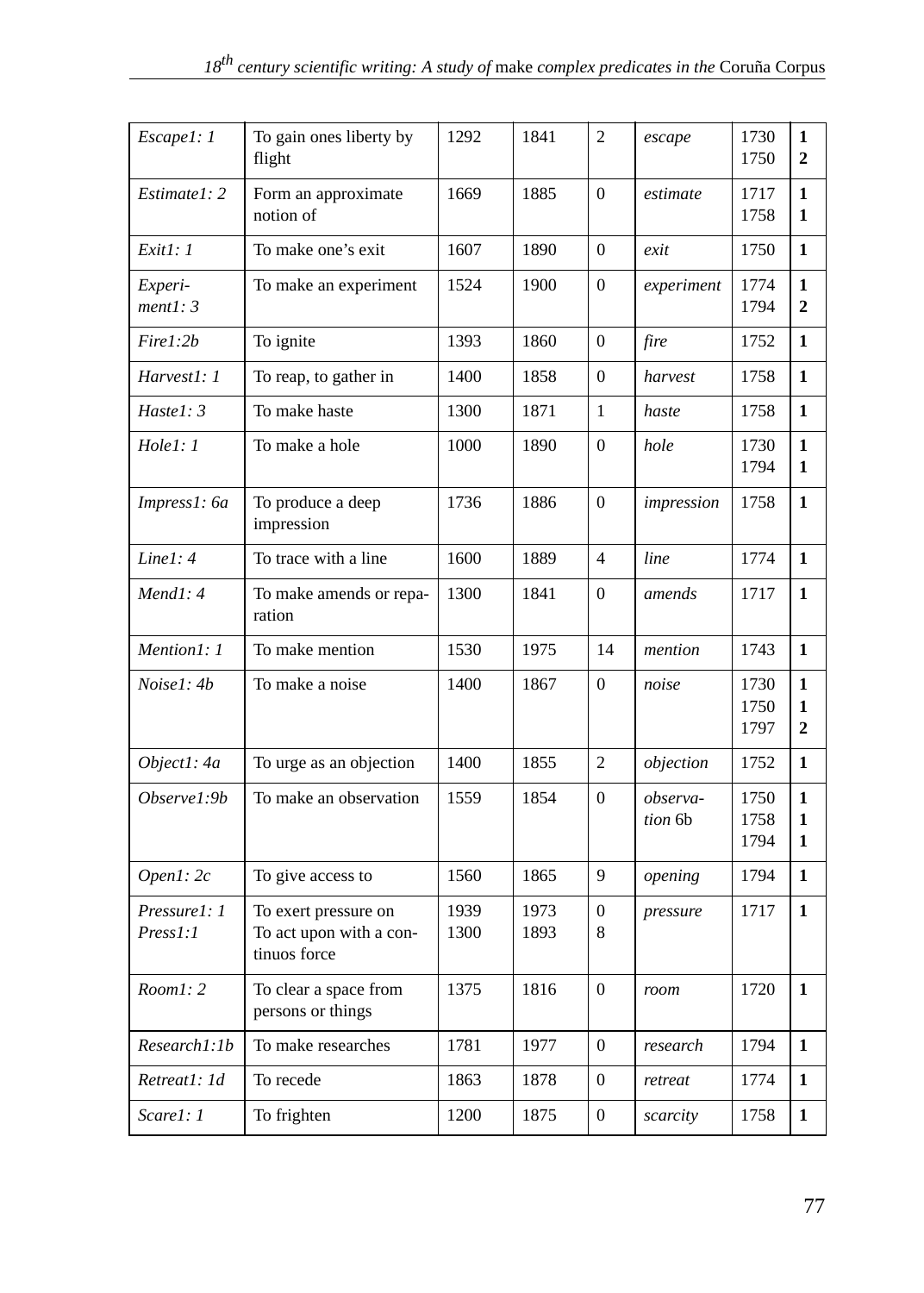| *Escape1: 1* | To gain ones liberty by flight | 1292 | 1841 | 2 | *escape* | 1730<br>1750 | **1**<br>**2** |
|---|---|---|---|---|---|---|---|
| *Estimate1: 2* | Form an approximate notion of | 1669 | 1885 | 0 | *estimate* | 1717<br>1758 | **1**<br>**1** |
| *Exit1: 1* | To make one's exit | 1607 | 1890 | 0 | *exit* | 1750 | **1** |
| *Experi-ment1: 3* | To make an experiment | 1524 | 1900 | 0 | *experiment* | 1774<br>1794 | **1**<br>**2** |
| *Fire1:2b* | To ignite | 1393 | 1860 | 0 | *fire* | 1752 | **1** |
| *Harvest1: 1* | To reap, to gather in | 1400 | 1858 | 0 | *harvest* | 1758 | **1** |
| *Haste1: 3* | To make haste | 1300 | 1871 | 1 | *haste* | 1758 | **1** |
| *Hole1: 1* | To make a hole | 1000 | 1890 | 0 | *hole* | 1730<br>1794 | **1**<br>**1** |
| *Impress1: 6a* | To produce a deep impression | 1736 | 1886 | 0 | *impression* | 1758 | **1** |
| *Line1: 4* | To trace with a line | 1600 | 1889 | 4 | *line* | 1774 | **1** |
| *Mend1: 4* | To make amends or reparation | 1300 | 1841 | 0 | *amends* | 1717 | **1** |
| *Mention1: 1* | To make mention | 1530 | 1975 | 14 | *mention* | 1743 | **1** |
| *Noise1: 4b* | To make a noise | 1400 | 1867 | 0 | *noise* | 1730<br>1750<br>1797 | **1**<br>**1**<br>**2** |
| *Object1: 4a* | To urge as an objection | 1400 | 1855 | 2 | *objection* | 1752 | **1** |
| *Observe1:9b* | To make an observation | 1559 | 1854 | 0 | *observa-tion* 6b | 1750<br>1758<br>1794 | **1**<br>**1**<br>**1** |
| *Open1: 2c* | To give access to | 1560 | 1865 | 9 | *opening* | 1794 | **1** |
| *Pressure1: 1*<br>*Press1:1* | To exert pressure on<br>To act upon with a continuos force | 1939<br>1300 | 1973<br>1893 | 0<br>8 | *pressure* | 1717 | **1** |
| *Room1: 2* | To clear a space from persons or things | 1375 | 1816 | 0 | *room* | 1720 | **1** |
| *Research1:1b* | To make researches | 1781 | 1977 | 0 | *research* | 1794 | **1** |
| *Retreat1: 1d* | To recede | 1863 | 1878 | 0 | *retreat* | 1774 | **1** |
| *Scare1: 1* | To frighten | 1200 | 1875 | 0 | *scarcity* | 1758 | **1** |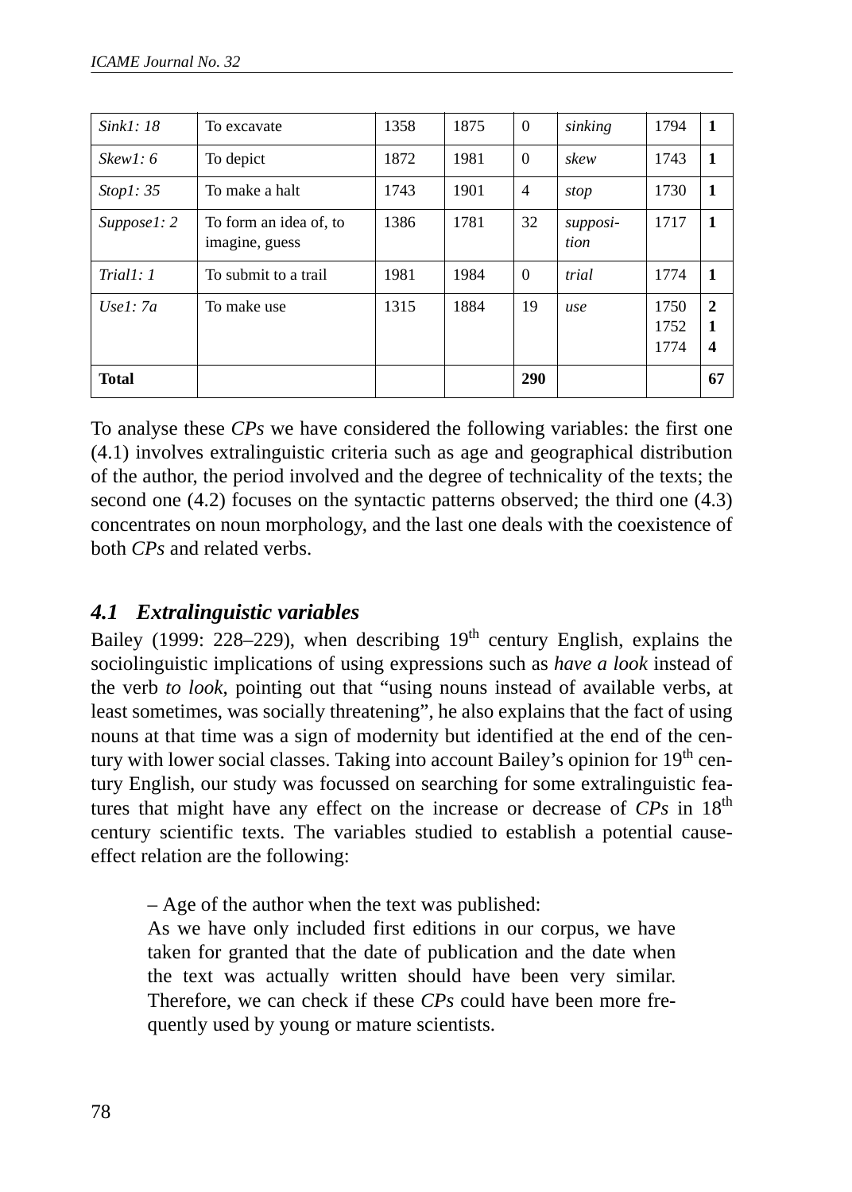| *Sink1: 18* | To excavate | 1358 | 1875 | 0 | *sinking* | 1794 | **1** |
|---|---|---|---|---|---|---|---|
| *Skew1: 6* | To depict | 1872 | 1981 | 0 | *skew* | 1743 | **1** |
| *Stop1: 35* | To make a halt | 1743 | 1901 | 4 | *stop* | 1730 | **1** |
| *Suppose1: 2* | To form an idea of, to imagine, guess | 1386 | 1781 | 32 | *supposi-tion* | 1717 | **1** |
| *Trial1: 1* | To submit to a trail | 1981 | 1984 | 0 | *trial* | 1774 | **1** |
| *Use1: 7a* | To make use | 1315 | 1884 | 19 | *use* | 1750 1752 1774 | **2 1 4** |
| **Total** | | | | **290** | | | **67** |

To analyse these *CPs* we have considered the following variables: the first one (4.1) involves extralinguistic criteria such as age and geographical distribution of the author, the period involved and the degree of technicality of the texts; the second one (4.2) focuses on the syntactic patterns observed; the third one (4.3) concentrates on noun morphology, and the last one deals with the coexistence of both *CPs* and related verbs.

### *4.1 Extralinguistic variables*

Bailey (1999: 228–229), when describing 19th century English, explains the sociolinguistic implications of using expressions such as *have a look* instead of the verb *to look*, pointing out that "using nouns instead of available verbs, at least sometimes, was socially threatening", he also explains that the fact of using nouns at that time was a sign of modernity but identified at the end of the century with lower social classes. Taking into account Bailey's opinion for 19th century English, our study was focussed on searching for some extralinguistic features that might have any effect on the increase or decrease of *CPs* in 18th century scientific texts. The variables studied to establish a potential cause-effect relation are the following:

– Age of the author when the text was published:

As we have only included first editions in our corpus, we have taken for granted that the date of publication and the date when the text was actually written should have been very similar. Therefore, we can check if these *CPs* could have been more frequently used by young or mature scientists.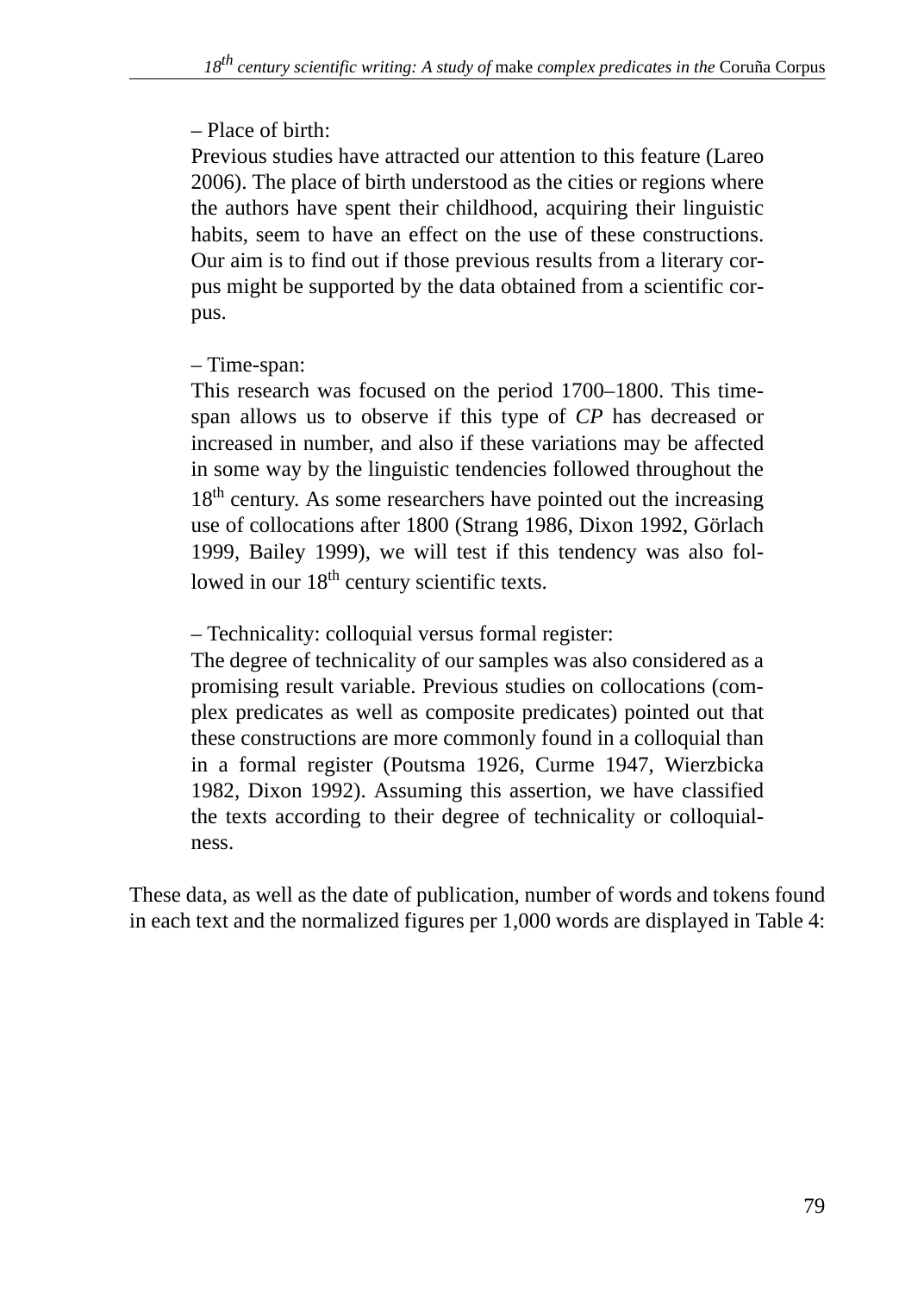– Place of birth:

Previous studies have attracted our attention to this feature (Lareo 2006). The place of birth understood as the cities or regions where the authors have spent their childhood, acquiring their linguistic habits, seem to have an effect on the use of these constructions. Our aim is to find out if those previous results from a literary corpus might be supported by the data obtained from a scientific corpus.

– Time-span:

This research was focused on the period 1700–1800. This time-span allows us to observe if this type of *CP* has decreased or increased in number, and also if these variations may be affected in some way by the linguistic tendencies followed throughout the 18th century. As some researchers have pointed out the increasing use of collocations after 1800 (Strang 1986, Dixon 1992, Görlach 1999, Bailey 1999), we will test if this tendency was also followed in our 18th century scientific texts.

– Technicality: colloquial versus formal register:

The degree of technicality of our samples was also considered as a promising result variable. Previous studies on collocations (complex predicates as well as composite predicates) pointed out that these constructions are more commonly found in a colloquial than in a formal register (Poutsma 1926, Curme 1947, Wierzbicka 1982, Dixon 1992). Assuming this assertion, we have classified the texts according to their degree of technicality or colloquialness.

These data, as well as the date of publication, number of words and tokens found in each text and the normalized figures per 1,000 words are displayed in Table 4: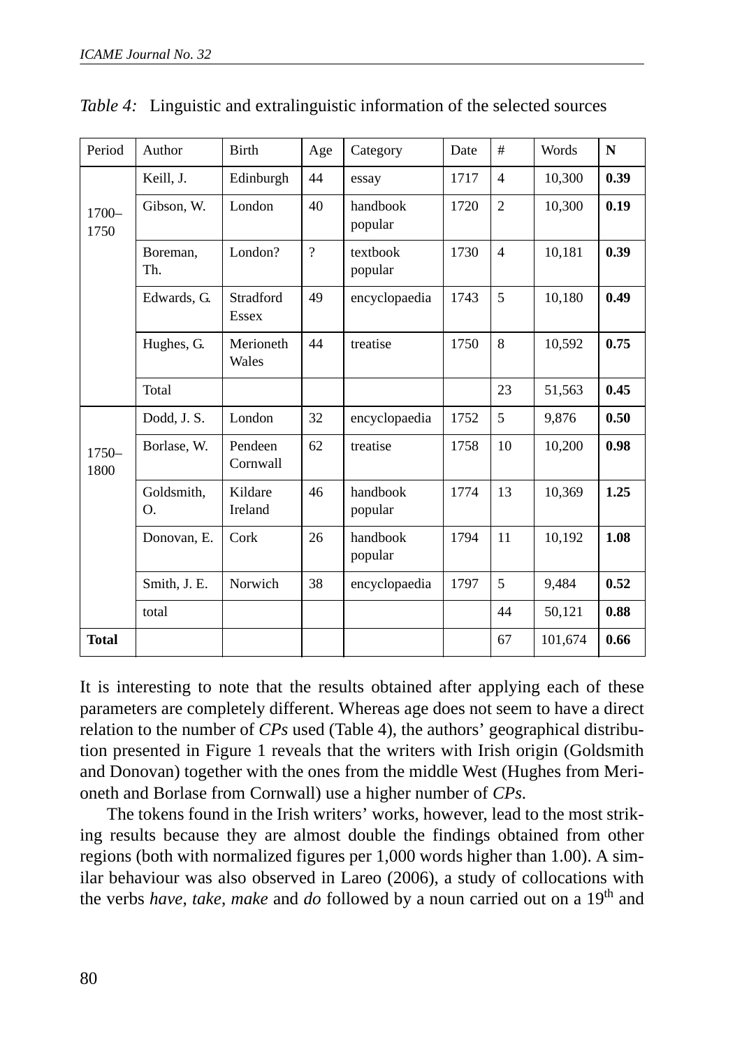*Table 4:* Linguistic and extralinguistic information of the selected sources

| Period | Author | Birth | Age | Category | Date | # | Words | **N** |
|---|---|---|---|---|---|---|---|---|
| 1700–1750 | Keill, J. | Edinburgh | 44 | essay | 1717 | 4 | 10,300 | **0.39** |
| | Gibson, W. | London | 40 | handbook popular | 1720 | 2 | 10,300 | **0.19** |
| | Boreman, Th. | London? | ? | textbook popular | 1730 | 4 | 10,181 | **0.39** |
| | Edwards, G. | Stradford Essex | 49 | encyclopaedia | 1743 | 5 | 10,180 | **0.49** |
| | Hughes, G. | Merioneth Wales | 44 | treatise | 1750 | 8 | 10,592 | **0.75** |
| | Total | | | | | 23 | 51,563 | **0.45** |
| 1750–1800 | Dodd, J. S. | London | 32 | encyclopaedia | 1752 | 5 | 9,876 | **0.50** |
| | Borlase, W. | Pendeen Cornwall | 62 | treatise | 1758 | 10 | 10,200 | **0.98** |
| | Goldsmith, O. | Kildare Ireland | 46 | handbook popular | 1774 | 13 | 10,369 | **1.25** |
| | Donovan, E. | Cork | 26 | handbook popular | 1794 | 11 | 10,192 | **1.08** |
| | Smith, J. E. | Norwich | 38 | encyclopaedia | 1797 | 5 | 9,484 | **0.52** |
| | total | | | | | 44 | 50,121 | **0.88** |
| **Total** | | | | | | 67 | 101,674 | **0.66** |

It is interesting to note that the results obtained after applying each of these parameters are completely different. Whereas age does not seem to have a direct relation to the number of *CPs* used (Table 4), the authors' geographical distribution presented in Figure 1 reveals that the writers with Irish origin (Goldsmith and Donovan) together with the ones from the middle West (Hughes from Merioneth and Borlase from Cornwall) use a higher number of *CPs*.

The tokens found in the Irish writers' works, however, lead to the most striking results because they are almost double the findings obtained from other regions (both with normalized figures per 1,000 words higher than 1.00). A similar behaviour was also observed in Lareo (2006), a study of collocations with the verbs *have*, *take*, *make* and *do* followed by a noun carried out on a 19$^{th}$ and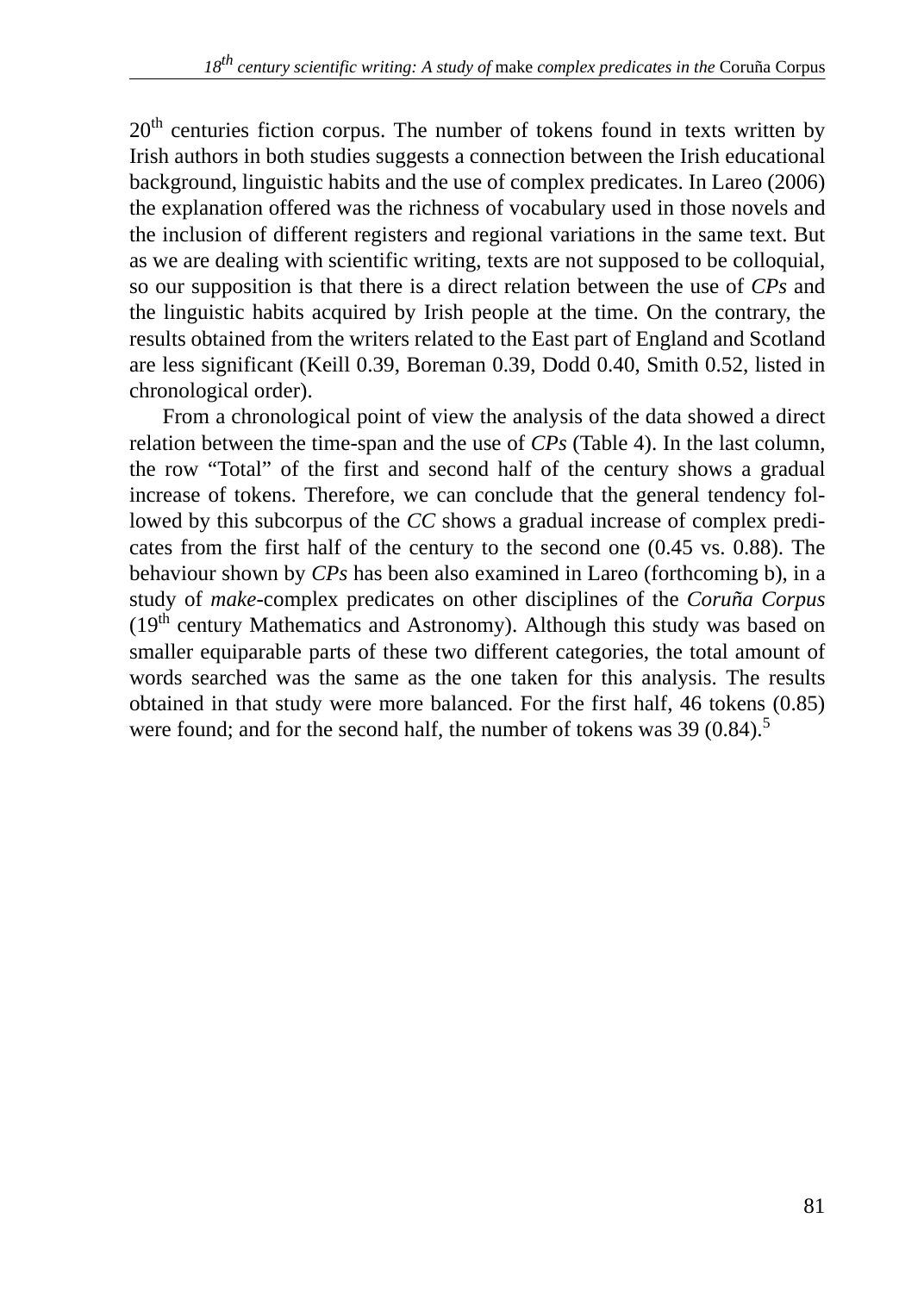20th centuries fiction corpus. The number of tokens found in texts written by Irish authors in both studies suggests a connection between the Irish educational background, linguistic habits and the use of complex predicates. In Lareo (2006) the explanation offered was the richness of vocabulary used in those novels and the inclusion of different registers and regional variations in the same text. But as we are dealing with scientific writing, texts are not supposed to be colloquial, so our supposition is that there is a direct relation between the use of *CPs* and the linguistic habits acquired by Irish people at the time. On the contrary, the results obtained from the writers related to the East part of England and Scotland are less significant (Keill 0.39, Boreman 0.39, Dodd 0.40, Smith 0.52, listed in chronological order).

From a chronological point of view the analysis of the data showed a direct relation between the time-span and the use of *CPs* (Table 4). In the last column, the row "Total" of the first and second half of the century shows a gradual increase of tokens. Therefore, we can conclude that the general tendency followed by this subcorpus of the *CC* shows a gradual increase of complex predicates from the first half of the century to the second one (0.45 vs. 0.88). The behaviour shown by *CPs* has been also examined in Lareo (forthcoming b), in a study of *make*-complex predicates on other disciplines of the *Coruña Corpus* (19th century Mathematics and Astronomy). Although this study was based on smaller equiparable parts of these two different categories, the total amount of words searched was the same as the one taken for this analysis. The results obtained in that study were more balanced. For the first half, 46 tokens (0.85) were found; and for the second half, the number of tokens was 39 (0.84).[5]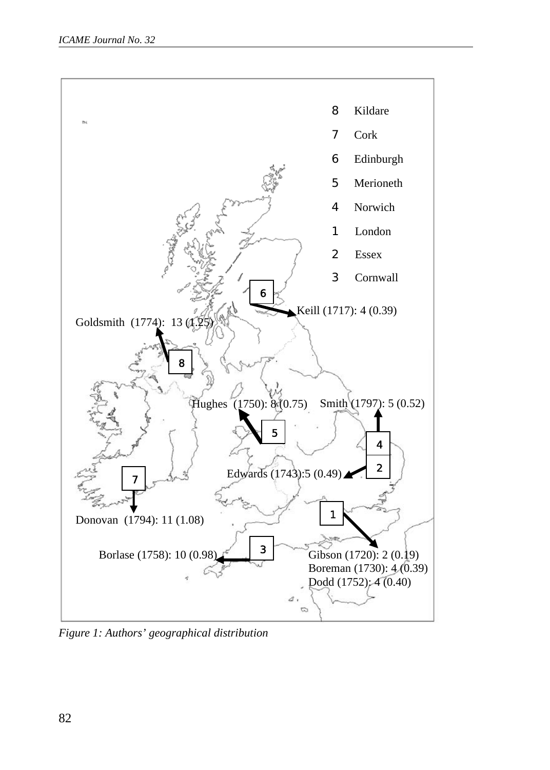8 Kildare

7 Cork

6 Edinburgh

5 Merioneth

4 Norwich

1 London

2 Essex

3 Cornwall

Keill (1717): 4 (0.39)

Goldsmith (1774): 13 (1.25)

Hughes (1750): 8 (0.75)

Smith (1797): 5 (0.52)

Edwards (1743):5 (0.49)

Donovan (1794): 11 (1.08)

Borlase (1758): 10 (0.98)

Gibson (1720): 2 (0.19)
Boreman (1730): 4 (0.39)
Dodd (1752): 4 (0.40)

*Figure 1: Authors' geographical distribution*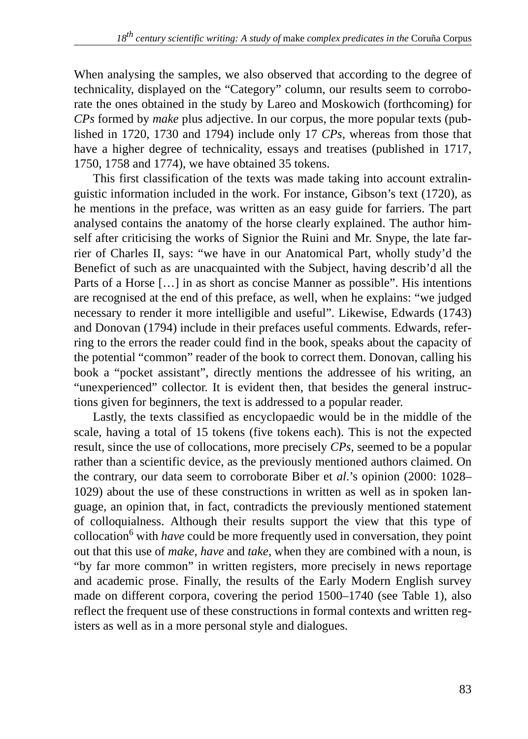When analysing the samples, we also observed that according to the degree of technicality, displayed on the "Category" column, our results seem to corroborate the ones obtained in the study by Lareo and Moskowich (forthcoming) for *CPs* formed by *make* plus adjective. In our corpus, the more popular texts (published in 1720, 1730 and 1794) include only 17 *CPs*, whereas from those that have a higher degree of technicality, essays and treatises (published in 1717, 1750, 1758 and 1774), we have obtained 35 tokens.

This first classification of the texts was made taking into account extralinguistic information included in the work. For instance, Gibson's text (1720), as he mentions in the preface, was written as an easy guide for farriers. The part analysed contains the anatomy of the horse clearly explained. The author himself after criticising the works of Signior the Ruini and Mr. Snype, the late farrier of Charles II, says: "we have in our Anatomical Part, wholly study'd the Benefict of such as are unacquainted with the Subject, having describ'd all the Parts of a Horse […] in as short as concise Manner as possible". His intentions are recognised at the end of this preface, as well, when he explains: "we judged necessary to render it more intelligible and useful". Likewise, Edwards (1743) and Donovan (1794) include in their prefaces useful comments. Edwards, referring to the errors the reader could find in the book, speaks about the capacity of the potential "common" reader of the book to correct them. Donovan, calling his book a "pocket assistant", directly mentions the addressee of his writing, an "unexperienced" collector. It is evident then, that besides the general instructions given for beginners, the text is addressed to a popular reader.

Lastly, the texts classified as encyclopaedic would be in the middle of the scale, having a total of 15 tokens (five tokens each). This is not the expected result, since the use of collocations, more precisely *CPs*, seemed to be a popular rather than a scientific device, as the previously mentioned authors claimed. On the contrary, our data seem to corroborate Biber et *al*.'s opinion (2000: 1028–1029) about the use of these constructions in written as well as in spoken language, an opinion that, in fact, contradicts the previously mentioned statement of colloquialness. Although their results support the view that this type of collocation[6] with *have* could be more frequently used in conversation, they point out that this use of *make*, *have* and *take*, when they are combined with a noun, is "by far more common" in written registers, more precisely in news reportage and academic prose. Finally, the results of the Early Modern English survey made on different corpora, covering the period 1500–1740 (see Table 1), also reflect the frequent use of these constructions in formal contexts and written registers as well as in a more personal style and dialogues.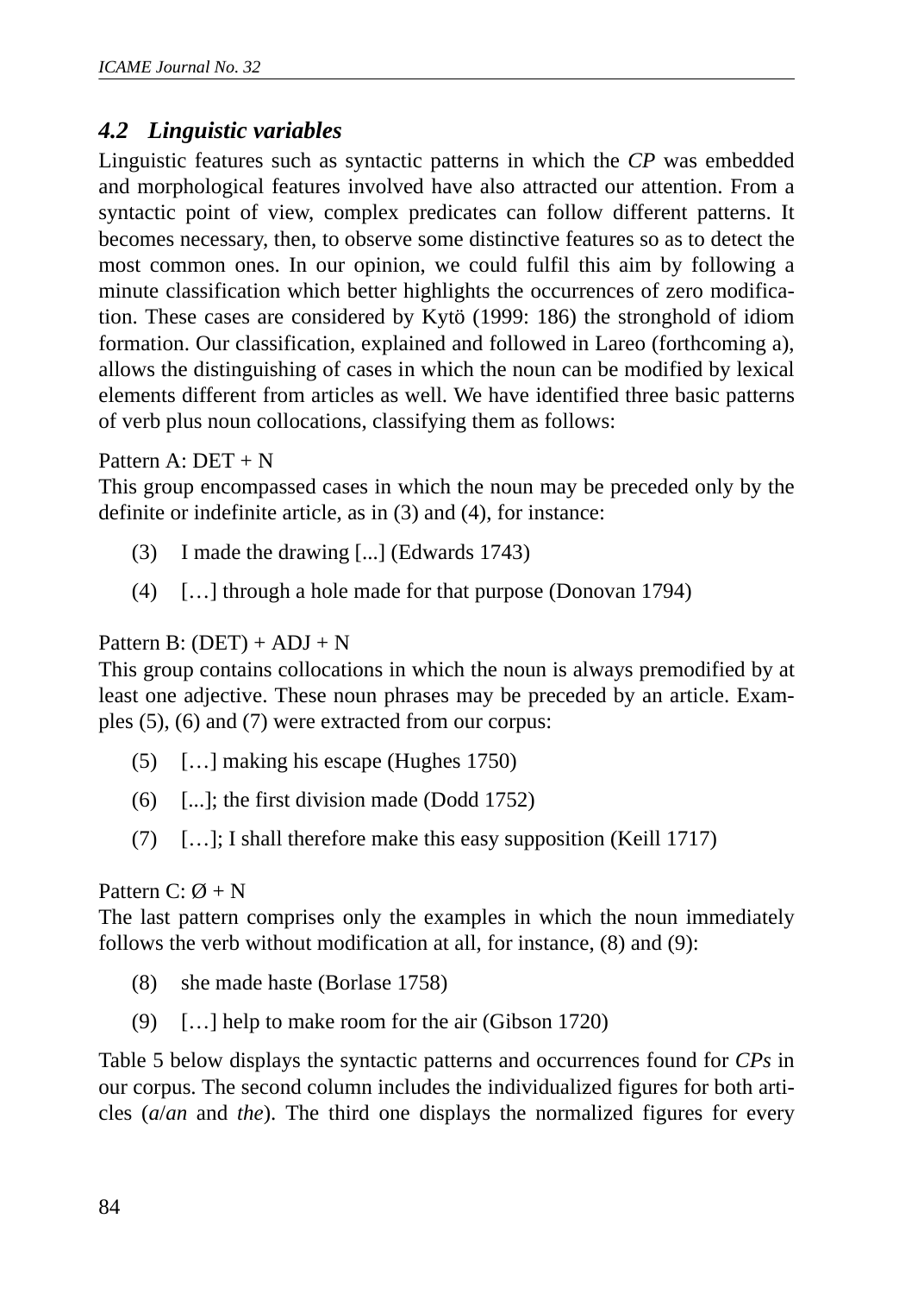### *4.2 Linguistic variables*

Linguistic features such as syntactic patterns in which the *CP* was embedded and morphological features involved have also attracted our attention. From a syntactic point of view, complex predicates can follow different patterns. It becomes necessary, then, to observe some distinctive features so as to detect the most common ones. In our opinion, we could fulfil this aim by following a minute classification which better highlights the occurrences of zero modification. These cases are considered by Kytö (1999: 186) the stronghold of idiom formation. Our classification, explained and followed in Lareo (forthcoming a), allows the distinguishing of cases in which the noun can be modified by lexical elements different from articles as well. We have identified three basic patterns of verb plus noun collocations, classifying them as follows:

Pattern A: DET + N
This group encompassed cases in which the noun may be preceded only by the definite or indefinite article, as in (3) and (4), for instance:

(3) I made the drawing [...] (Edwards 1743)

(4) […] through a hole made for that purpose (Donovan 1794)

Pattern B: (DET) + ADJ + N
This group contains collocations in which the noun is always premodified by at least one adjective. These noun phrases may be preceded by an article. Examples (5), (6) and (7) were extracted from our corpus:

(5) […] making his escape (Hughes 1750)

(6) [...]; the first division made (Dodd 1752)

(7) […]; I shall therefore make this easy supposition (Keill 1717)

Pattern C: Ø + N
The last pattern comprises only the examples in which the noun immediately follows the verb without modification at all, for instance, (8) and (9):

(8) she made haste (Borlase 1758)

(9) […] help to make room for the air (Gibson 1720)

Table 5 below displays the syntactic patterns and occurrences found for *CPs* in our corpus. The second column includes the individualized figures for both articles (*a*/*an* and *the*). The third one displays the normalized figures for every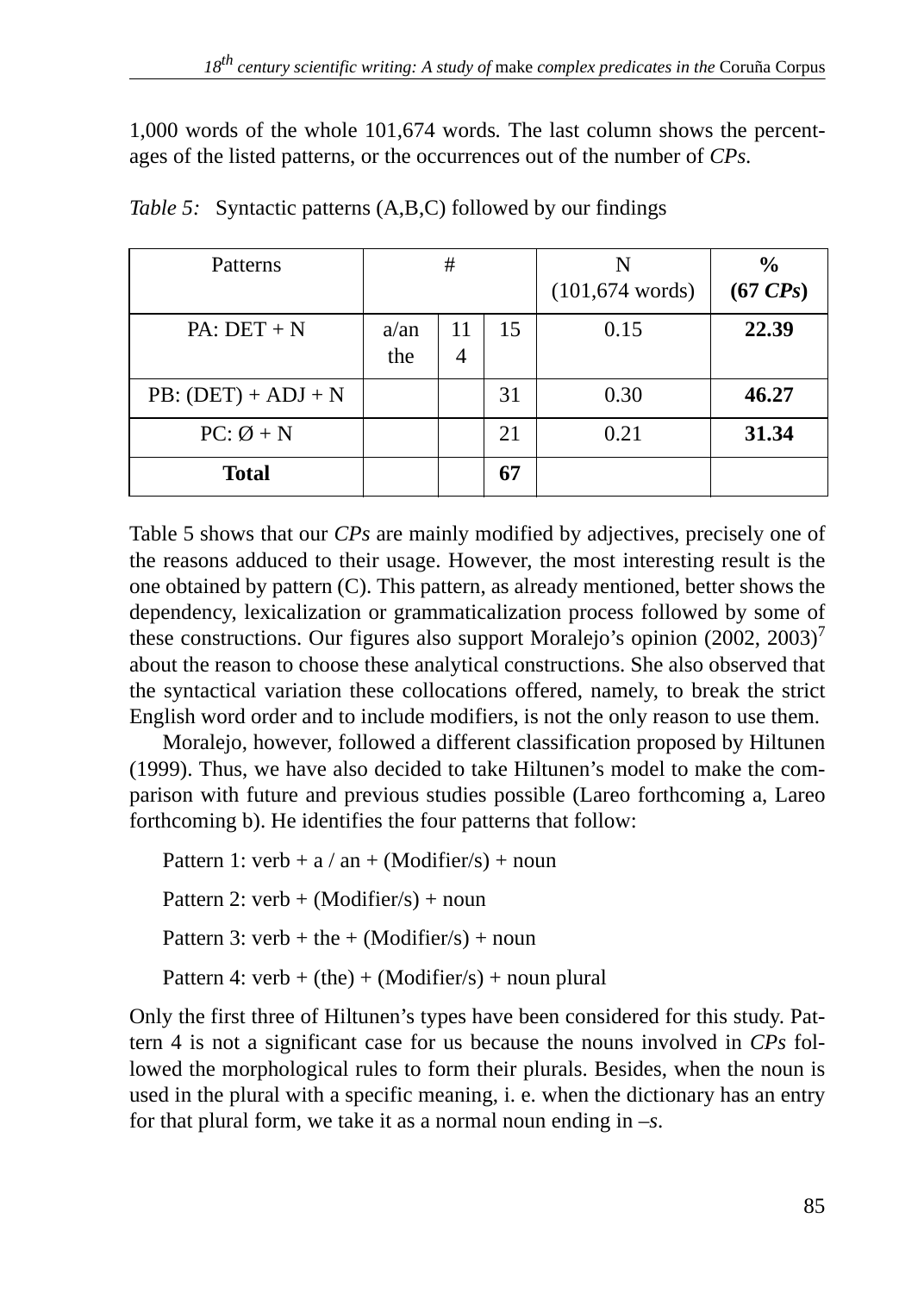1,000 words of the whole 101,674 words. The last column shows the percentages of the listed patterns, or the occurrences out of the number of *CPs*.

*Table 5:* Syntactic patterns (A,B,C) followed by our findings

| Patterns | # | | | N (101,674 words) | **% (67 *CPs*)** |
|---|---|---|---|---|---|
| PA: DET + N | a/an<br>the | 11<br>4 | 15 | 0.15 | **22.39** |
| PB: (DET) + ADJ + N | | | 31 | 0.30 | **46.27** |
| PC: Ø + N | | | 21 | 0.21 | **31.34** |
| **Total** | | | **67** | | |

Table 5 shows that our *CPs* are mainly modified by adjectives, precisely one of the reasons adduced to their usage. However, the most interesting result is the one obtained by pattern (C). This pattern, as already mentioned, better shows the dependency, lexicalization or grammaticalization process followed by some of these constructions. Our figures also support Moralejo's opinion (2002, 2003)[7] about the reason to choose these analytical constructions. She also observed that the syntactical variation these collocations offered, namely, to break the strict English word order and to include modifiers, is not the only reason to use them.

Moralejo, however, followed a different classification proposed by Hiltunen (1999). Thus, we have also decided to take Hiltunen's model to make the comparison with future and previous studies possible (Lareo forthcoming a, Lareo forthcoming b). He identifies the four patterns that follow:

Pattern 1: verb + a / an + (Modifier/s) + noun

Pattern 2: verb + (Modifier/s) + noun

Pattern 3: verb + the + (Modifier/s) + noun

Pattern 4: verb + (the) + (Modifier/s) + noun plural

Only the first three of Hiltunen's types have been considered for this study. Pattern 4 is not a significant case for us because the nouns involved in *CPs* followed the morphological rules to form their plurals. Besides, when the noun is used in the plural with a specific meaning, i. e. when the dictionary has an entry for that plural form, we take it as a normal noun ending in *–s*.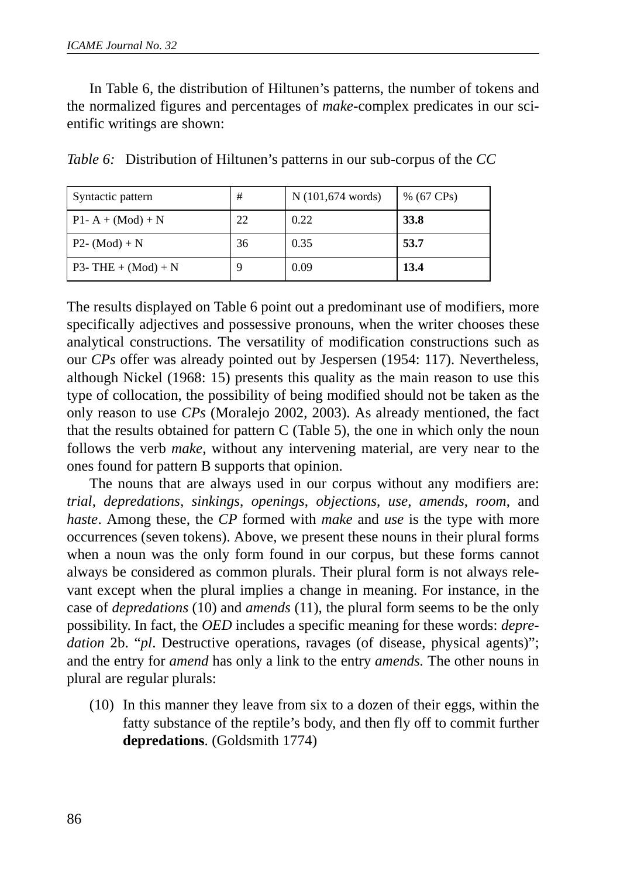In Table 6, the distribution of Hiltunen's patterns, the number of tokens and the normalized figures and percentages of *make*-complex predicates in our scientific writings are shown:

*Table 6:* Distribution of Hiltunen's patterns in our sub-corpus of the *CC*

| Syntactic pattern | # | N (101,674 words) | % (67 CPs) |
|---|---|---|---|
| P1- A + (Mod) + N | 22 | 0.22 | **33.8** |
| P2- (Mod) + N | 36 | 0.35 | **53.7** |
| P3- THE + (Mod) + N | 9 | 0.09 | **13.4** |

The results displayed on Table 6 point out a predominant use of modifiers, more specifically adjectives and possessive pronouns, when the writer chooses these analytical constructions. The versatility of modification constructions such as our *CPs* offer was already pointed out by Jespersen (1954: 117). Nevertheless, although Nickel (1968: 15) presents this quality as the main reason to use this type of collocation, the possibility of being modified should not be taken as the only reason to use *CPs* (Moralejo 2002, 2003). As already mentioned, the fact that the results obtained for pattern C (Table 5), the one in which only the noun follows the verb *make*, without any intervening material, are very near to the ones found for pattern B supports that opinion.

The nouns that are always used in our corpus without any modifiers are: *trial*, *depredations*, *sinkings*, *openings*, *objections*, *use*, *amends*, *room*, and *haste*. Among these, the *CP* formed with *make* and *use* is the type with more occurrences (seven tokens). Above, we present these nouns in their plural forms when a noun was the only form found in our corpus, but these forms cannot always be considered as common plurals. Their plural form is not always relevant except when the plural implies a change in meaning. For instance, in the case of *depredations* (10) and *amends* (11), the plural form seems to be the only possibility. In fact, the *OED* includes a specific meaning for these words: *depredation* 2b. "*pl*. Destructive operations, ravages (of disease, physical agents)"; and the entry for *amend* has only a link to the entry *amends.* The other nouns in plural are regular plurals:

(10) In this manner they leave from six to a dozen of their eggs, within the fatty substance of the reptile's body, and then fly off to commit further **depredations**. (Goldsmith 1774)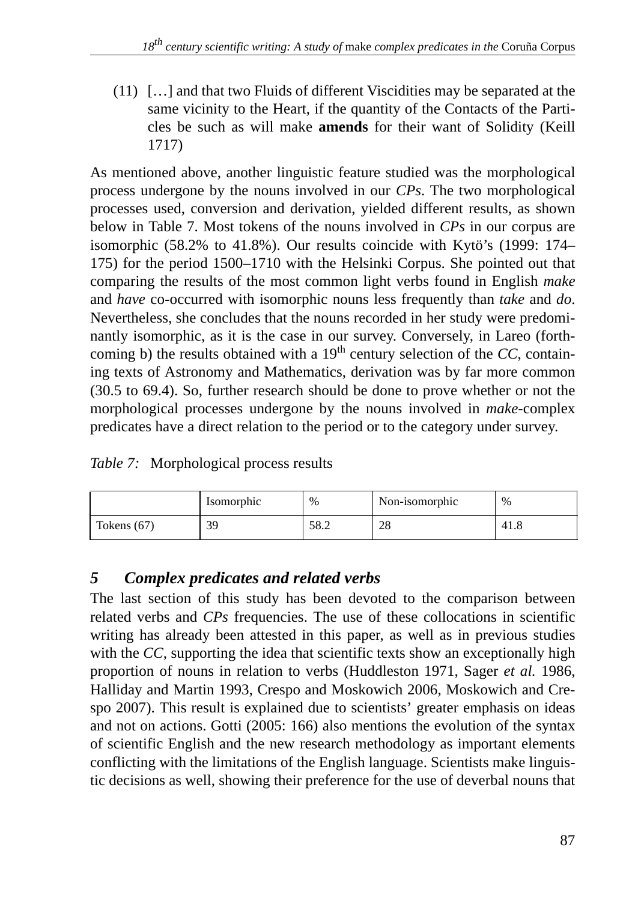(11) […] and that two Fluids of different Viscidities may be separated at the same vicinity to the Heart, if the quantity of the Contacts of the Particles be such as will make **amends** for their want of Solidity (Keill 1717)

As mentioned above, another linguistic feature studied was the morphological process undergone by the nouns involved in our *CPs*. The two morphological processes used, conversion and derivation, yielded different results, as shown below in Table 7. Most tokens of the nouns involved in *CPs* in our corpus are isomorphic (58.2% to 41.8%). Our results coincide with Kytö's (1999: 174–175) for the period 1500–1710 with the Helsinki Corpus. She pointed out that comparing the results of the most common light verbs found in English *make* and *have* co-occurred with isomorphic nouns less frequently than *take* and *do*. Nevertheless, she concludes that the nouns recorded in her study were predominantly isomorphic, as it is the case in our survey. Conversely, in Lareo (forthcoming b) the results obtained with a 19th century selection of the *CC*, containing texts of Astronomy and Mathematics, derivation was by far more common (30.5 to 69.4). So, further research should be done to prove whether or not the morphological processes undergone by the nouns involved in *make*-complex predicates have a direct relation to the period or to the category under survey.

*Table 7:* Morphological process results

| | Isomorphic | % | Non-isomorphic | % |
|---|---|---|---|---|
| Tokens (67) | 39 | 58.2 | 28 | 41.8 |

## 5 *Complex predicates and related verbs*

The last section of this study has been devoted to the comparison between related verbs and *CPs* frequencies. The use of these collocations in scientific writing has already been attested in this paper, as well as in previous studies with the *CC*, supporting the idea that scientific texts show an exceptionally high proportion of nouns in relation to verbs (Huddleston 1971, Sager *et al.* 1986, Halliday and Martin 1993, Crespo and Moskowich 2006, Moskowich and Crespo 2007). This result is explained due to scientists' greater emphasis on ideas and not on actions. Gotti (2005: 166) also mentions the evolution of the syntax of scientific English and the new research methodology as important elements conflicting with the limitations of the English language. Scientists make linguistic decisions as well, showing their preference for the use of deverbal nouns that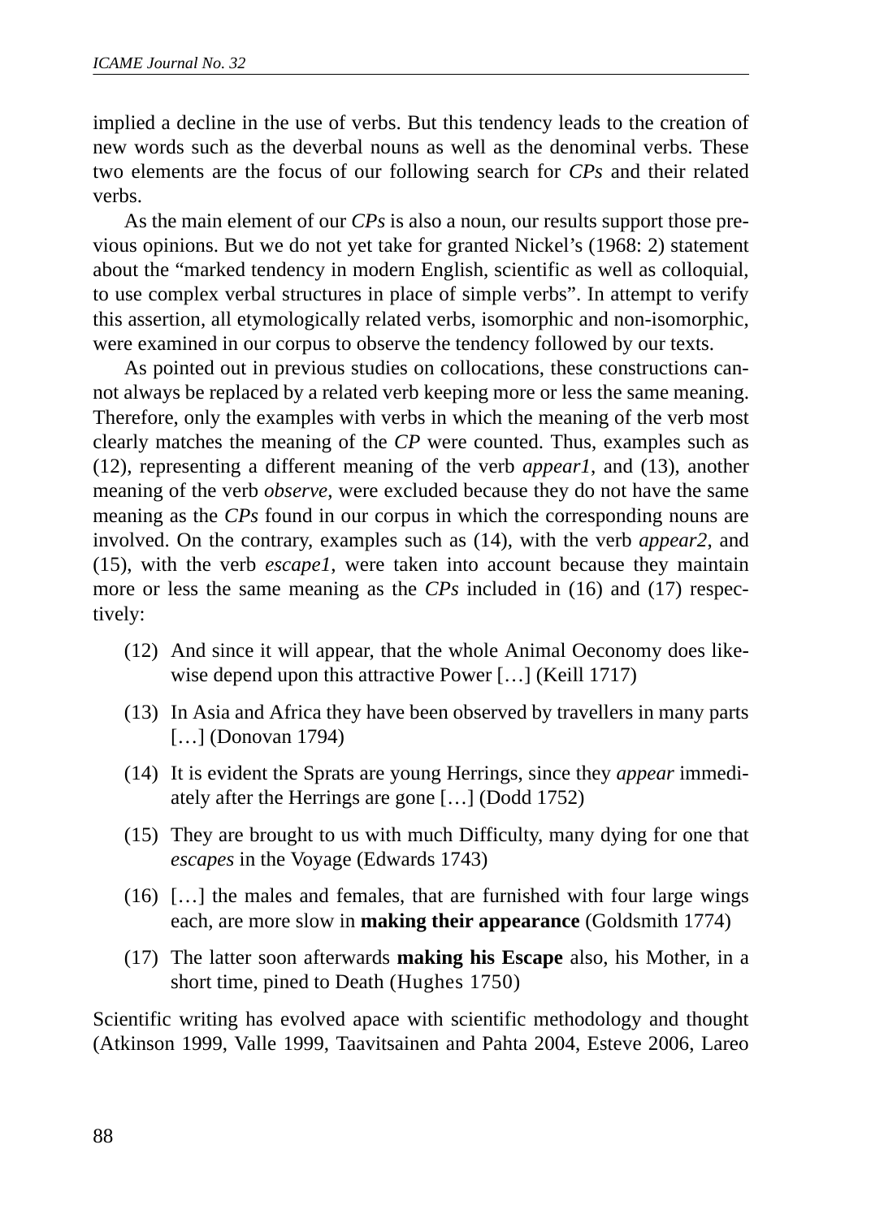implied a decline in the use of verbs. But this tendency leads to the creation of new words such as the deverbal nouns as well as the denominal verbs. These two elements are the focus of our following search for *CPs* and their related verbs.

As the main element of our *CPs* is also a noun, our results support those previous opinions. But we do not yet take for granted Nickel's (1968: 2) statement about the "marked tendency in modern English, scientific as well as colloquial, to use complex verbal structures in place of simple verbs". In attempt to verify this assertion, all etymologically related verbs, isomorphic and non-isomorphic, were examined in our corpus to observe the tendency followed by our texts.

As pointed out in previous studies on collocations, these constructions cannot always be replaced by a related verb keeping more or less the same meaning. Therefore, only the examples with verbs in which the meaning of the verb most clearly matches the meaning of the *CP* were counted. Thus, examples such as (12), representing a different meaning of the verb *appear1*, and (13), another meaning of the verb *observe*, were excluded because they do not have the same meaning as the *CPs* found in our corpus in which the corresponding nouns are involved. On the contrary, examples such as (14), with the verb *appear2*, and (15), with the verb *escape1*, were taken into account because they maintain more or less the same meaning as the *CPs* included in (16) and (17) respectively:

(12) And since it will appear, that the whole Animal Oeconomy does likewise depend upon this attractive Power […] (Keill 1717)

(13) In Asia and Africa they have been observed by travellers in many parts […] (Donovan 1794)

(14) It is evident the Sprats are young Herrings, since they *appear* immediately after the Herrings are gone […] (Dodd 1752)

(15) They are brought to us with much Difficulty, many dying for one that *escapes* in the Voyage (Edwards 1743)

(16) […] the males and females, that are furnished with four large wings each, are more slow in **making their appearance** (Goldsmith 1774)

(17) The latter soon afterwards **making his Escape** also, his Mother, in a short time, pined to Death (Hughes 1750)

Scientific writing has evolved apace with scientific methodology and thought (Atkinson 1999, Valle 1999, Taavitsainen and Pahta 2004, Esteve 2006, Lareo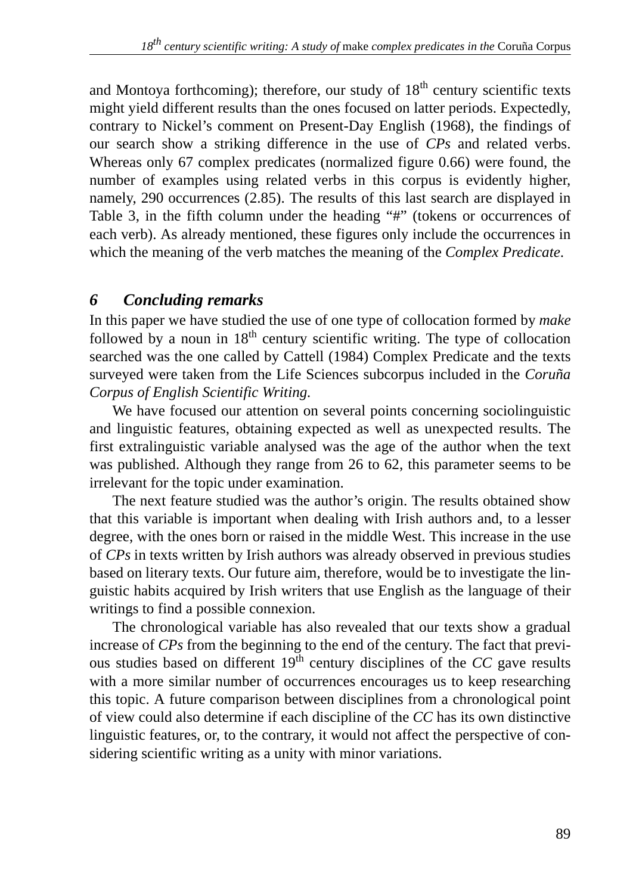and Montoya forthcoming); therefore, our study of 18th century scientific texts might yield different results than the ones focused on latter periods. Expectedly, contrary to Nickel's comment on Present-Day English (1968), the findings of our search show a striking difference in the use of *CPs* and related verbs. Whereas only 67 complex predicates (normalized figure 0.66) were found, the number of examples using related verbs in this corpus is evidently higher, namely, 290 occurrences (2.85). The results of this last search are displayed in Table 3, in the fifth column under the heading "#" (tokens or occurrences of each verb). As already mentioned, these figures only include the occurrences in which the meaning of the verb matches the meaning of the *Complex Predicate*.

## 6 Concluding remarks

In this paper we have studied the use of one type of collocation formed by *make* followed by a noun in 18th century scientific writing. The type of collocation searched was the one called by Cattell (1984) Complex Predicate and the texts surveyed were taken from the Life Sciences subcorpus included in the *Coruña Corpus of English Scientific Writing.*

We have focused our attention on several points concerning sociolinguistic and linguistic features, obtaining expected as well as unexpected results. The first extralinguistic variable analysed was the age of the author when the text was published. Although they range from 26 to 62, this parameter seems to be irrelevant for the topic under examination.

The next feature studied was the author's origin. The results obtained show that this variable is important when dealing with Irish authors and, to a lesser degree, with the ones born or raised in the middle West. This increase in the use of *CPs* in texts written by Irish authors was already observed in previous studies based on literary texts. Our future aim, therefore, would be to investigate the linguistic habits acquired by Irish writers that use English as the language of their writings to find a possible connexion.

The chronological variable has also revealed that our texts show a gradual increase of *CPs* from the beginning to the end of the century. The fact that previous studies based on different 19th century disciplines of the *CC* gave results with a more similar number of occurrences encourages us to keep researching this topic. A future comparison between disciplines from a chronological point of view could also determine if each discipline of the *CC* has its own distinctive linguistic features, or, to the contrary, it would not affect the perspective of considering scientific writing as a unity with minor variations.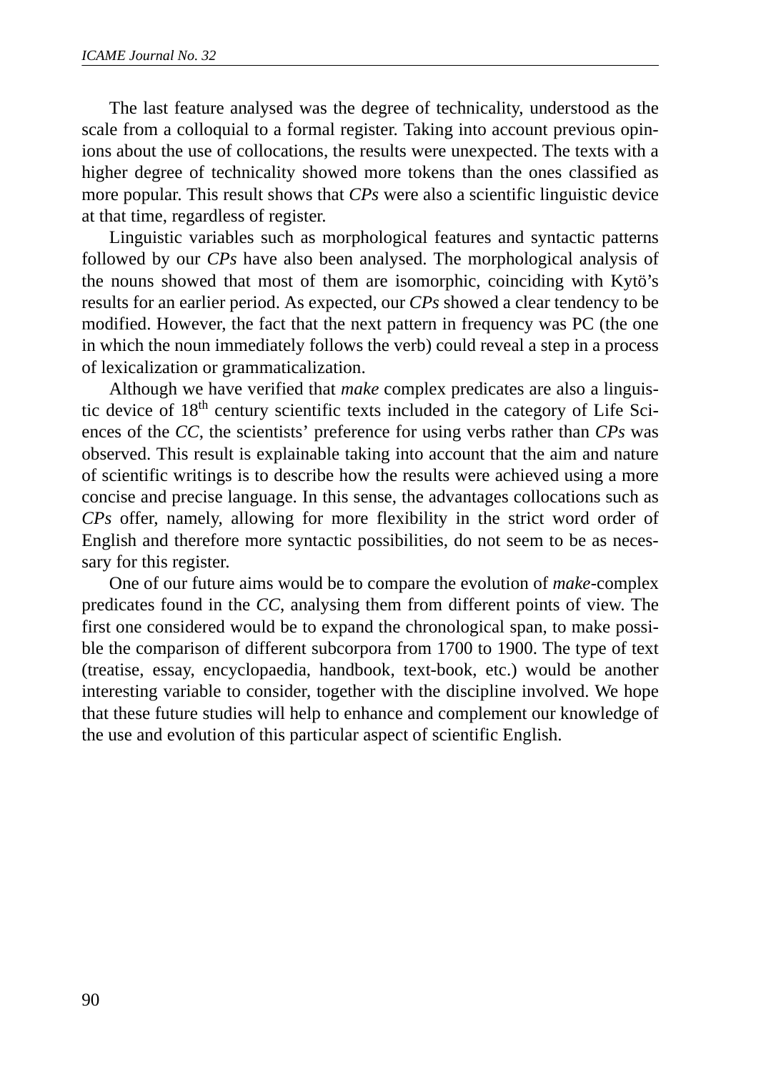The last feature analysed was the degree of technicality, understood as the scale from a colloquial to a formal register. Taking into account previous opinions about the use of collocations, the results were unexpected. The texts with a higher degree of technicality showed more tokens than the ones classified as more popular. This result shows that *CPs* were also a scientific linguistic device at that time, regardless of register.

Linguistic variables such as morphological features and syntactic patterns followed by our *CPs* have also been analysed. The morphological analysis of the nouns showed that most of them are isomorphic, coinciding with Kytö's results for an earlier period. As expected, our *CPs* showed a clear tendency to be modified. However, the fact that the next pattern in frequency was PC (the one in which the noun immediately follows the verb) could reveal a step in a process of lexicalization or grammaticalization.

Although we have verified that *make* complex predicates are also a linguistic device of 18th century scientific texts included in the category of Life Sciences of the *CC*, the scientists' preference for using verbs rather than *CPs* was observed. This result is explainable taking into account that the aim and nature of scientific writings is to describe how the results were achieved using a more concise and precise language. In this sense, the advantages collocations such as *CPs* offer, namely, allowing for more flexibility in the strict word order of English and therefore more syntactic possibilities, do not seem to be as necessary for this register.

One of our future aims would be to compare the evolution of *make*-complex predicates found in the *CC*, analysing them from different points of view. The first one considered would be to expand the chronological span, to make possible the comparison of different subcorpora from 1700 to 1900. The type of text (treatise, essay, encyclopaedia, handbook, text-book, etc.) would be another interesting variable to consider, together with the discipline involved. We hope that these future studies will help to enhance and complement our knowledge of the use and evolution of this particular aspect of scientific English.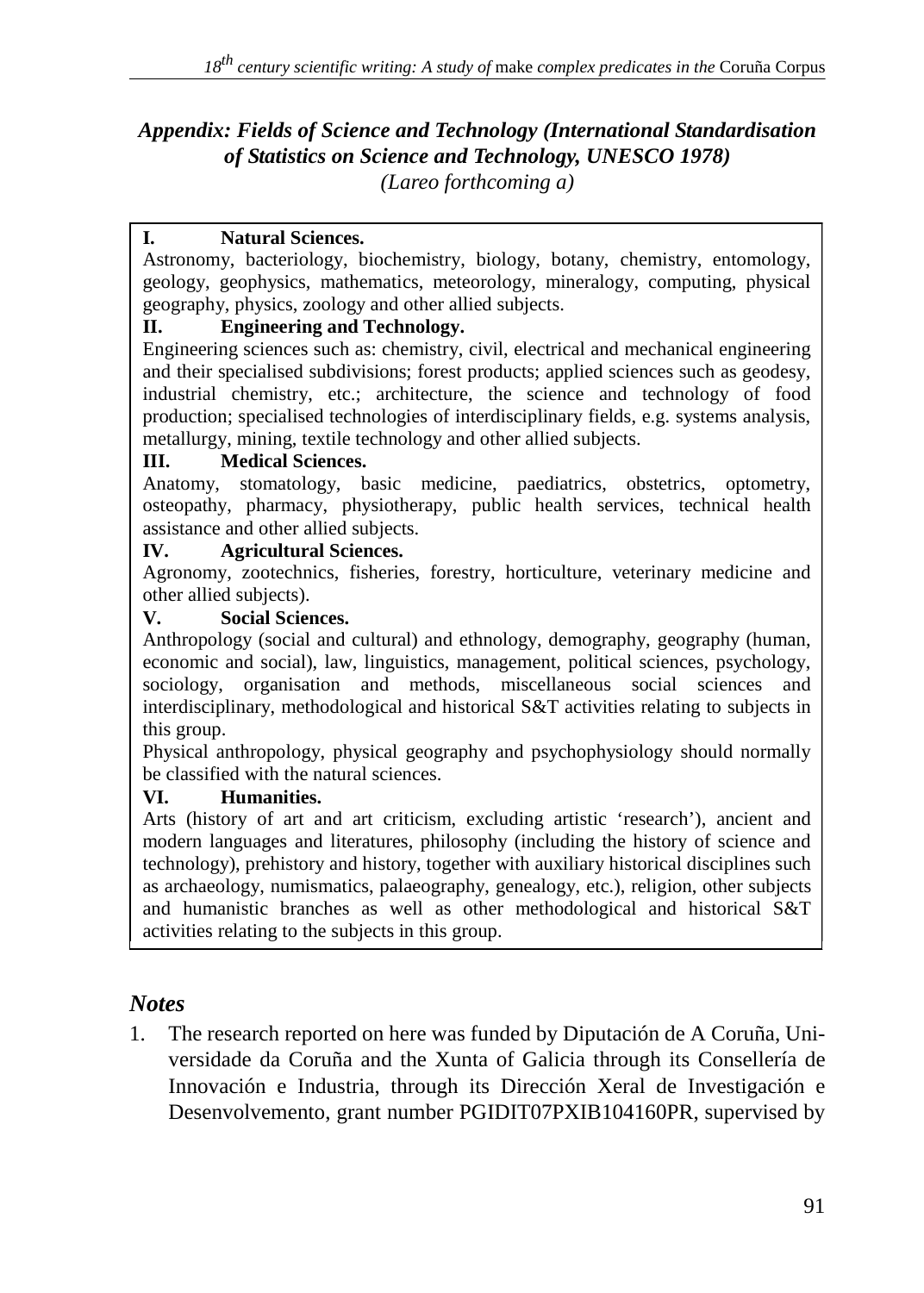## *Appendix: Fields of Science and Technology (International Standardisation of Statistics on Science and Technology, UNESCO 1978)*

*(Lareo forthcoming a)*

**I. Natural Sciences.**
Astronomy, bacteriology, biochemistry, biology, botany, chemistry, entomology, geology, geophysics, mathematics, meteorology, mineralogy, computing, physical geography, physics, zoology and other allied subjects.

**II. Engineering and Technology.**
Engineering sciences such as: chemistry, civil, electrical and mechanical engineering and their specialised subdivisions; forest products; applied sciences such as geodesy, industrial chemistry, etc.; architecture, the science and technology of food production; specialised technologies of interdisciplinary fields, e.g. systems analysis, metallurgy, mining, textile technology and other allied subjects.

**III. Medical Sciences.**
Anatomy, stomatology, basic medicine, paediatrics, obstetrics, optometry, osteopathy, pharmacy, physiotherapy, public health services, technical health assistance and other allied subjects.

**IV. Agricultural Sciences.**
Agronomy, zootechnics, fisheries, forestry, horticulture, veterinary medicine and other allied subjects).

**V. Social Sciences.**
Anthropology (social and cultural) and ethnology, demography, geography (human, economic and social), law, linguistics, management, political sciences, psychology, sociology, organisation and methods, miscellaneous social sciences and interdisciplinary, methodological and historical S&T activities relating to subjects in this group.
Physical anthropology, physical geography and psychophysiology should normally be classified with the natural sciences.

**VI. Humanities.**
Arts (history of art and art criticism, excluding artistic 'research'), ancient and modern languages and literatures, philosophy (including the history of science and technology), prehistory and history, together with auxiliary historical disciplines such as archaeology, numismatics, palaeography, genealogy, etc.), religion, other subjects and humanistic branches as well as other methodological and historical S&T activities relating to the subjects in this group.

## *Notes*

1. The research reported on here was funded by Diputación de A Coruña, Universidade da Coruña and the Xunta of Galicia through its Consellería de Innovación e Industria, through its Dirección Xeral de Investigación e Desenvolvemento, grant number PGIDIT07PXIB104160PR, supervised by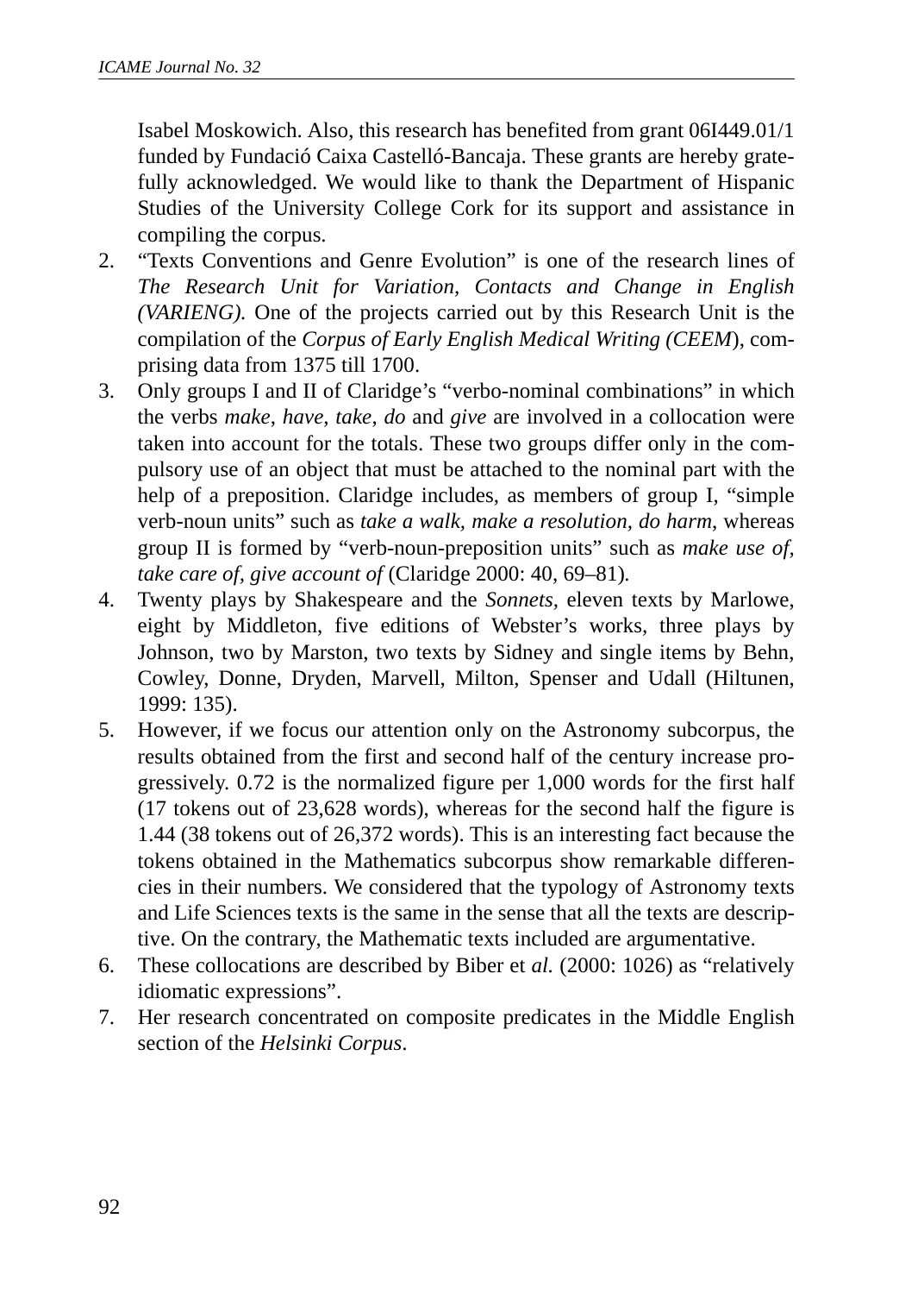Isabel Moskowich. Also, this research has benefited from grant 06I449.01/1 funded by Fundació Caixa Castelló-Bancaja. These grants are hereby gratefully acknowledged. We would like to thank the Department of Hispanic Studies of the University College Cork for its support and assistance in compiling the corpus.

2. “Texts Conventions and Genre Evolution” is one of the research lines of *The Research Unit for Variation, Contacts and Change in English (VARIENG).* One of the projects carried out by this Research Unit is the compilation of the *Corpus of Early English Medical Writing (CEEM*), comprising data from 1375 till 1700.
3. Only groups I and II of Claridge’s “verbo-nominal combinations” in which the verbs *make*, *have*, *take*, *do* and *give* are involved in a collocation were taken into account for the totals. These two groups differ only in the compulsory use of an object that must be attached to the nominal part with the help of a preposition. Claridge includes, as members of group I, “simple verb-noun units” such as *take a walk, make a resolution, do harm*, whereas group II is formed by “verb-noun-preposition units” such as *make use of, take care of, give account of* (Claridge 2000: 40, 69–81).
4. Twenty plays by Shakespeare and the *Sonnets,* eleven texts by Marlowe, eight by Middleton, five editions of Webster’s works, three plays by Johnson, two by Marston, two texts by Sidney and single items by Behn, Cowley, Donne, Dryden, Marvell, Milton, Spenser and Udall (Hiltunen, 1999: 135).
5. However, if we focus our attention only on the Astronomy subcorpus, the results obtained from the first and second half of the century increase progressively. 0.72 is the normalized figure per 1,000 words for the first half (17 tokens out of 23,628 words), whereas for the second half the figure is 1.44 (38 tokens out of 26,372 words). This is an interesting fact because the tokens obtained in the Mathematics subcorpus show remarkable differencies in their numbers. We considered that the typology of Astronomy texts and Life Sciences texts is the same in the sense that all the texts are descriptive. On the contrary, the Mathematic texts included are argumentative.
6. These collocations are described by Biber et *al.* (2000: 1026) as “relatively idiomatic expressions”.
7. Her research concentrated on composite predicates in the Middle English section of the *Helsinki Corpus*.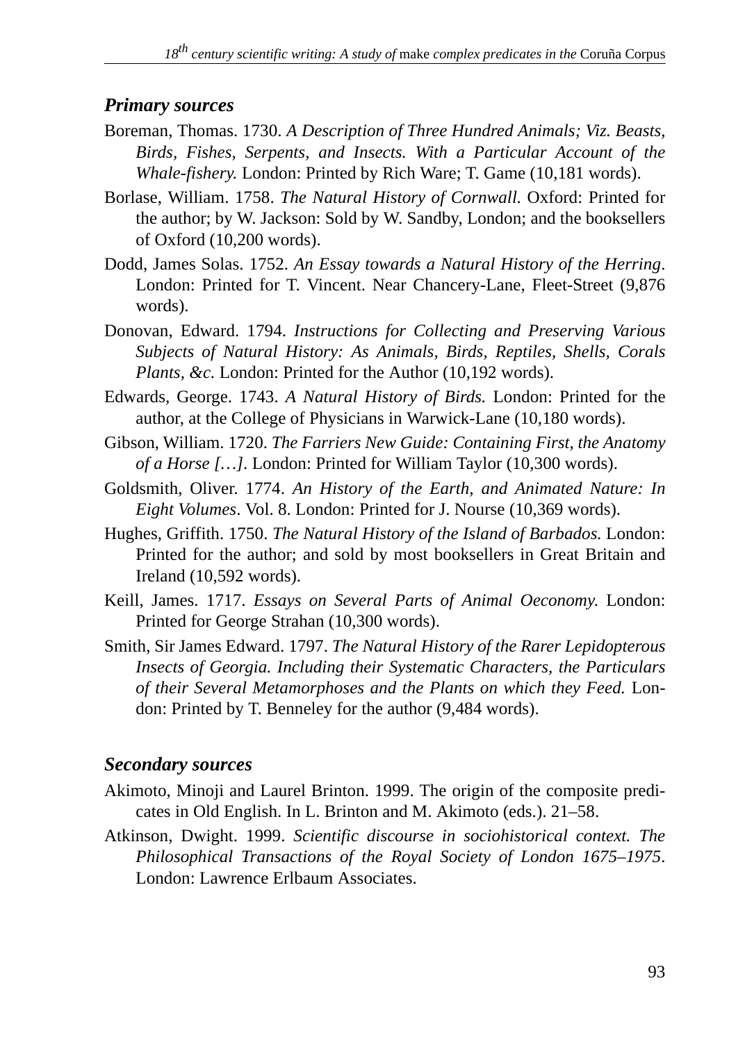### *Primary sources*

Boreman, Thomas. 1730. *A Description of Three Hundred Animals; Viz. Beasts, Birds, Fishes, Serpents, and Insects. With a Particular Account of the Whale-fishery.* London: Printed by Rich Ware; T. Game (10,181 words).

Borlase, William. 1758. *The Natural History of Cornwall.* Oxford: Printed for the author; by W. Jackson: Sold by W. Sandby, London; and the booksellers of Oxford (10,200 words).

Dodd, James Solas. 1752. *An Essay towards a Natural History of the Herring*. London: Printed for T. Vincent. Near Chancery-Lane, Fleet-Street (9,876 words).

Donovan, Edward. 1794. *Instructions for Collecting and Preserving Various Subjects of Natural History: As Animals, Birds, Reptiles, Shells, Corals Plants, &c.* London: Printed for the Author (10,192 words).

Edwards, George. 1743. *A Natural History of Birds.* London: Printed for the author, at the College of Physicians in Warwick-Lane (10,180 words).

Gibson, William. 1720. *The Farriers New Guide: Containing First, the Anatomy of a Horse […]*. London: Printed for William Taylor (10,300 words).

Goldsmith, Oliver. 1774. *An History of the Earth, and Animated Nature: In Eight Volumes*. Vol. 8. London: Printed for J. Nourse (10,369 words).

Hughes, Griffith. 1750. *The Natural History of the Island of Barbados.* London: Printed for the author; and sold by most booksellers in Great Britain and Ireland (10,592 words).

Keill, James. 1717. *Essays on Several Parts of Animal Oeconomy.* London: Printed for George Strahan (10,300 words).

Smith, Sir James Edward. 1797. *The Natural History of the Rarer Lepidopterous Insects of Georgia. Including their Systematic Characters, the Particulars of their Several Metamorphoses and the Plants on which they Feed.* London: Printed by T. Benneley for the author (9,484 words).

### *Secondary sources*

Akimoto, Minoji and Laurel Brinton. 1999. The origin of the composite predicates in Old English. In L. Brinton and M. Akimoto (eds.). 21–58.

Atkinson, Dwight. 1999. *Scientific discourse in sociohistorical context. The Philosophical Transactions of the Royal Society of London 1675–1975*. London: Lawrence Erlbaum Associates.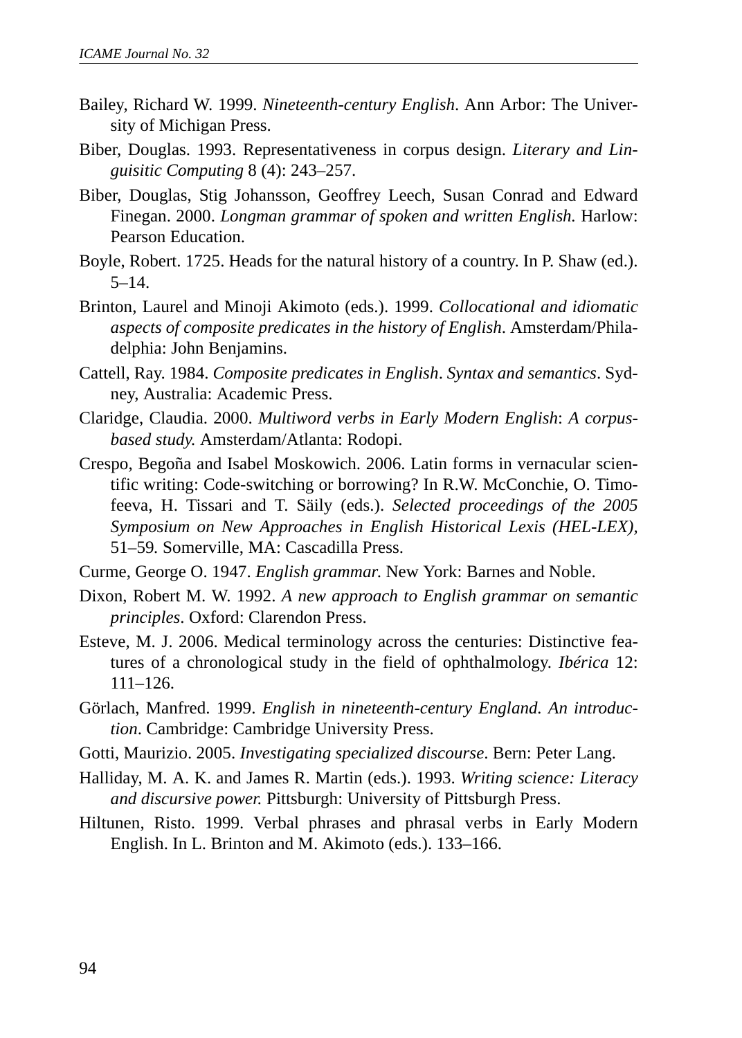Bailey, Richard W. 1999. *Nineteenth-century English*. Ann Arbor: The University of Michigan Press.

Biber, Douglas. 1993. Representativeness in corpus design. *Literary and Linguisitic Computing* 8 (4): 243–257.

Biber, Douglas, Stig Johansson, Geoffrey Leech, Susan Conrad and Edward Finegan. 2000. *Longman grammar of spoken and written English.* Harlow: Pearson Education.

Boyle, Robert. 1725. Heads for the natural history of a country. In P. Shaw (ed.). 5–14.

Brinton, Laurel and Minoji Akimoto (eds.). 1999. *Collocational and idiomatic aspects of composite predicates in the history of English*. Amsterdam/Philadelphia: John Benjamins.

Cattell, Ray. 1984. *Composite predicates in English*. *Syntax and semantics*. Sydney, Australia: Academic Press.

Claridge, Claudia. 2000. *Multiword verbs in Early Modern English*: *A corpus-based study.* Amsterdam/Atlanta: Rodopi.

Crespo, Begoña and Isabel Moskowich. 2006. Latin forms in vernacular scientific writing: Code-switching or borrowing? In R.W. McConchie, O. Timofeeva, H. Tissari and T. Säily (eds.). *Selected proceedings of the 2005 Symposium on New Approaches in English Historical Lexis (HEL-LEX),* 51–59*.* Somerville, MA: Cascadilla Press.

Curme, George O. 1947. *English grammar.* New York: Barnes and Noble.

Dixon, Robert M. W. 1992. *A new approach to English grammar on semantic principles*. Oxford: Clarendon Press.

Esteve, M. J. 2006. Medical terminology across the centuries: Distinctive features of a chronological study in the field of ophthalmology. *Ibérica* 12: 111–126.

Görlach, Manfred. 1999. *English in nineteenth-century England. An introduction*. Cambridge: Cambridge University Press.

Gotti, Maurizio. 2005. *Investigating specialized discourse*. Bern: Peter Lang.

Halliday, M. A. K. and James R. Martin (eds.). 1993. *Writing science: Literacy and discursive power.* Pittsburgh: University of Pittsburgh Press.

Hiltunen, Risto. 1999. Verbal phrases and phrasal verbs in Early Modern English. In L. Brinton and M. Akimoto (eds.). 133–166.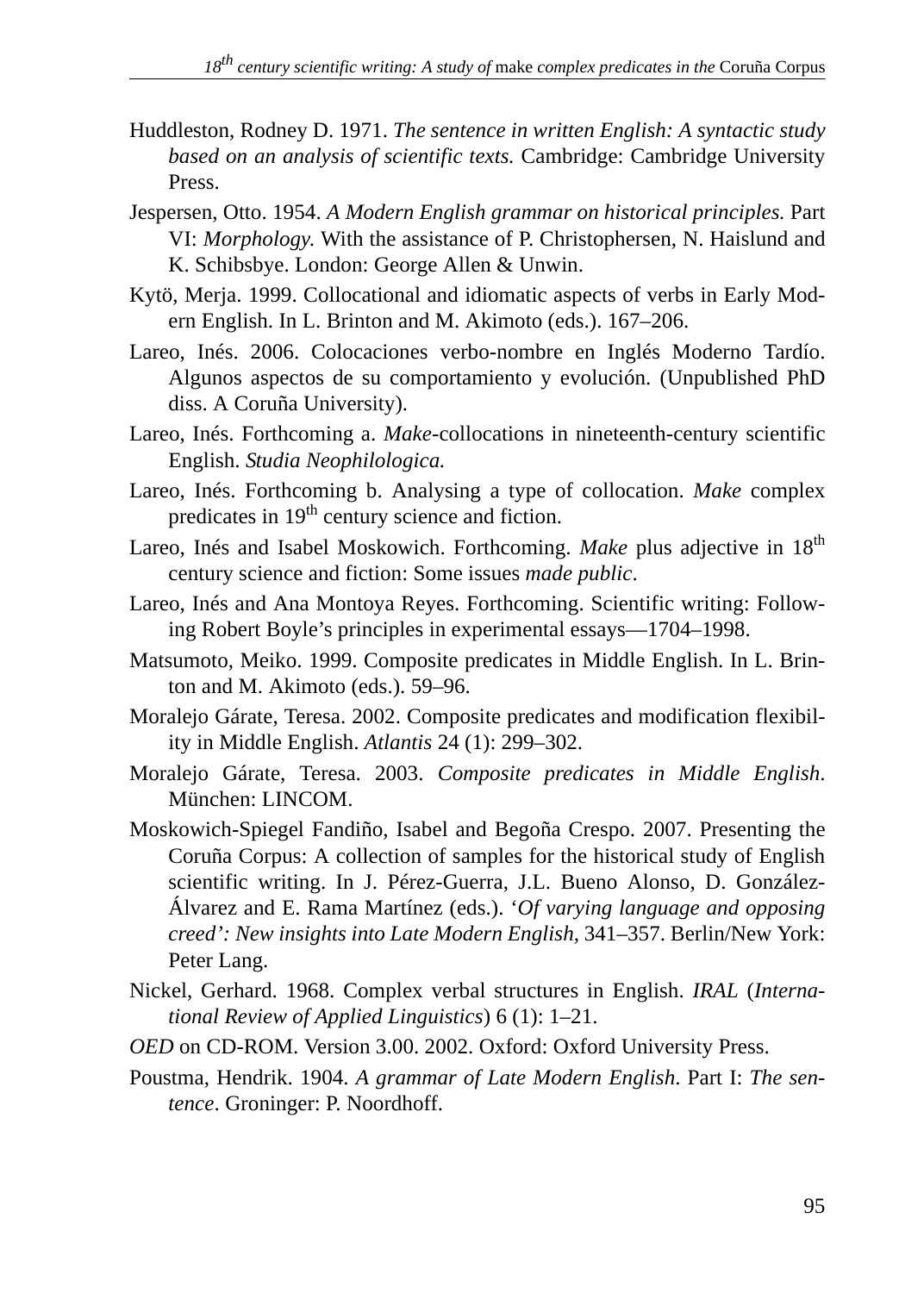Huddleston, Rodney D. 1971. *The sentence in written English: A syntactic study based on an analysis of scientific texts.* Cambridge: Cambridge University Press.

Jespersen, Otto. 1954. *A Modern English grammar on historical principles.* Part VI: *Morphology.* With the assistance of P. Christophersen, N. Haislund and K. Schibsbye. London: George Allen & Unwin.

Kytö, Merja. 1999. Collocational and idiomatic aspects of verbs in Early Modern English. In L. Brinton and M. Akimoto (eds.). 167–206.

Lareo, Inés. 2006. Colocaciones verbo-nombre en Inglés Moderno Tardío. Algunos aspectos de su comportamiento y evolución. (Unpublished PhD diss. A Coruña University).

Lareo, Inés. Forthcoming a. *Make*-collocations in nineteenth-century scientific English. *Studia Neophilologica.*

Lareo, Inés. Forthcoming b. Analysing a type of collocation. *Make* complex predicates in 19th century science and fiction.

Lareo, Inés and Isabel Moskowich. Forthcoming. *Make* plus adjective in 18th century science and fiction: Some issues *made public*.

Lareo, Inés and Ana Montoya Reyes. Forthcoming. Scientific writing: Following Robert Boyle's principles in experimental essays—1704–1998.

Matsumoto, Meiko. 1999. Composite predicates in Middle English. In L. Brinton and M. Akimoto (eds.). 59–96.

Moralejo Gárate, Teresa. 2002. Composite predicates and modification flexibility in Middle English. *Atlantis* 24 (1): 299–302.

Moralejo Gárate, Teresa. 2003. *Composite predicates in Middle English*. München: LINCOM.

Moskowich-Spiegel Fandiño, Isabel and Begoña Crespo. 2007. Presenting the Coruña Corpus: A collection of samples for the historical study of English scientific writing. In J. Pérez-Guerra, J.L. Bueno Alonso, D. González-Álvarez and E. Rama Martínez (eds.). '*Of varying language and opposing creed': New insights into Late Modern English,* 341–357. Berlin/New York: Peter Lang.

Nickel, Gerhard. 1968. Complex verbal structures in English. *IRAL* (*International Review of Applied Linguistics*) 6 (1): 1–21.

*OED* on CD-ROM. Version 3.00. 2002. Oxford: Oxford University Press.

Poustma, Hendrik. 1904. *A grammar of Late Modern English*. Part I: *The sentence*. Groninger: P. Noordhoff.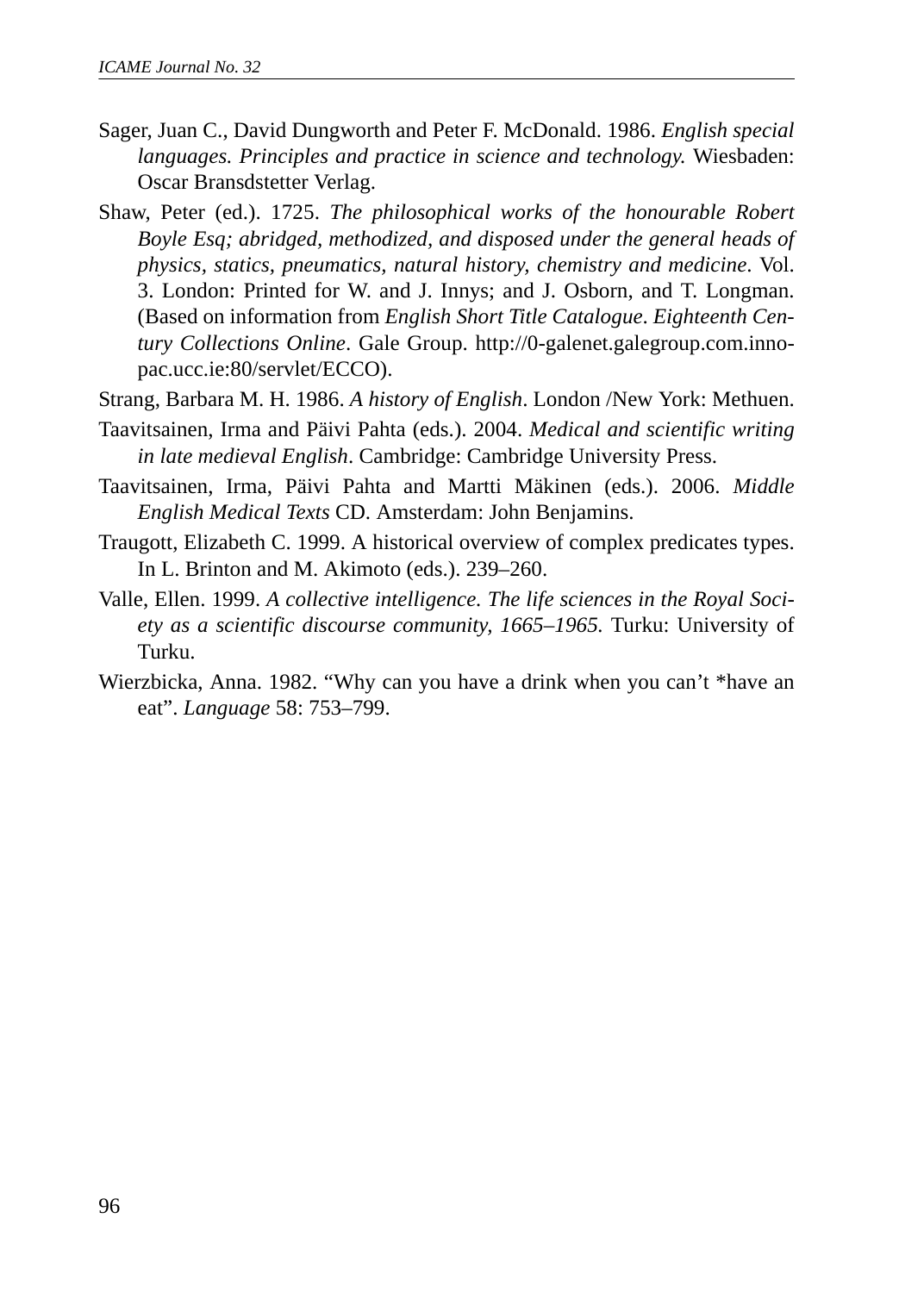Sager, Juan C., David Dungworth and Peter F. McDonald. 1986. *English special languages. Principles and practice in science and technology.* Wiesbaden: Oscar Bransdstetter Verlag.

Shaw, Peter (ed.). 1725. *The philosophical works of the honourable Robert Boyle Esq; abridged, methodized, and disposed under the general heads of physics, statics, pneumatics, natural history, chemistry and medicine*. Vol. 3. London: Printed for W. and J. Innys; and J. Osborn, and T. Longman. (Based on information from *English Short Title Catalogue*. *Eighteenth Century Collections Online*. Gale Group. http://0-galenet.galegroup.com.innopac.ucc.ie:80/servlet/ECCO).

Strang, Barbara M. H. 1986. *A history of English*. London /New York: Methuen.

Taavitsainen, Irma and Päivi Pahta (eds.). 2004. *Medical and scientific writing in late medieval English*. Cambridge: Cambridge University Press.

Taavitsainen, Irma, Päivi Pahta and Martti Mäkinen (eds.). 2006. *Middle English Medical Texts* CD. Amsterdam: John Benjamins.

Traugott, Elizabeth C. 1999. A historical overview of complex predicates types. In L. Brinton and M. Akimoto (eds.). 239–260.

Valle, Ellen. 1999. *A collective intelligence. The life sciences in the Royal Society as a scientific discourse community, 1665–1965.* Turku: University of Turku.

Wierzbicka, Anna. 1982. "Why can you have a drink when you can't *have an eat". *Language* 58: 753–799.